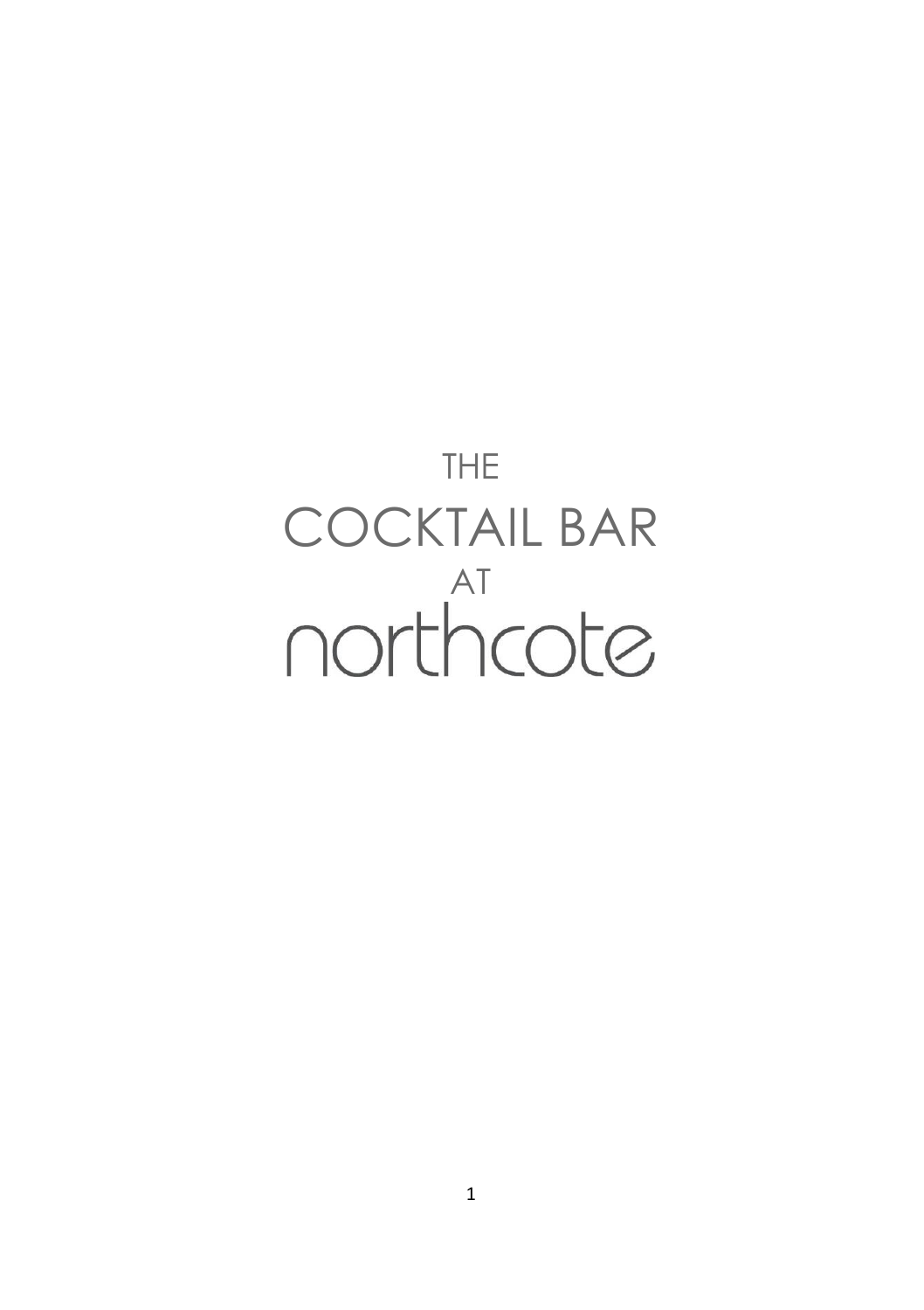# THE COCKTAIL BAR AT northcote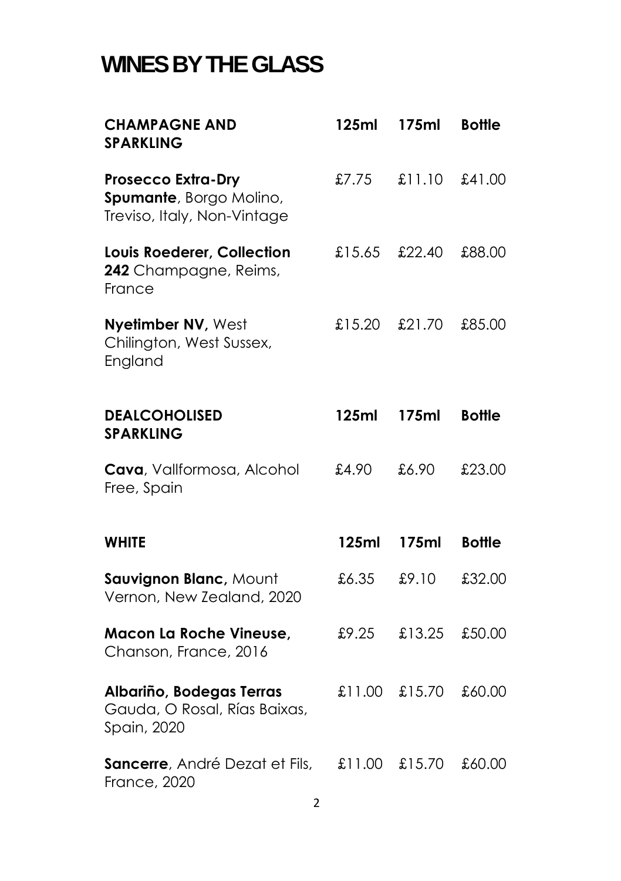# WINES BY THE GLASS

| CHAMPAGNE AND SPARKLING | 125ml | 175ml | Bottle |
|---|---|---|---|
| **Prosecco Extra-Dry Spumante**, Borgo Molino, Treviso, Italy, Non-Vintage | £7.75 | £11.10 | £41.00 |
| **Louis Roederer, Collection 242** Champagne, Reims, France | £15.65 | £22.40 | £88.00 |
| **Nyetimber NV,** West Chilington, West Sussex, England | £15.20 | £21.70 | £85.00 |

| DEALCOHOLISED SPARKLING | 125ml | 175ml | Bottle |
|---|---|---|---|
| **Cava**, Vallformosa, Alcohol Free, Spain | £4.90 | £6.90 | £23.00 |

| WHITE | 125ml | 175ml | Bottle |
|---|---|---|---|
| **Sauvignon Blanc,** Mount Vernon, New Zealand, 2020 | £6.35 | £9.10 | £32.00 |
| **Macon La Roche Vineuse,** Chanson, France, 2016 | £9.25 | £13.25 | £50.00 |
| **Albariño, Bodegas Terras** Gauda, O Rosal, Rías Baixas, Spain, 2020 | £11.00 | £15.70 | £60.00 |
| **Sancerre**, André Dezat et Fils, France, 2020 | £11.00 | £15.70 | £60.00 |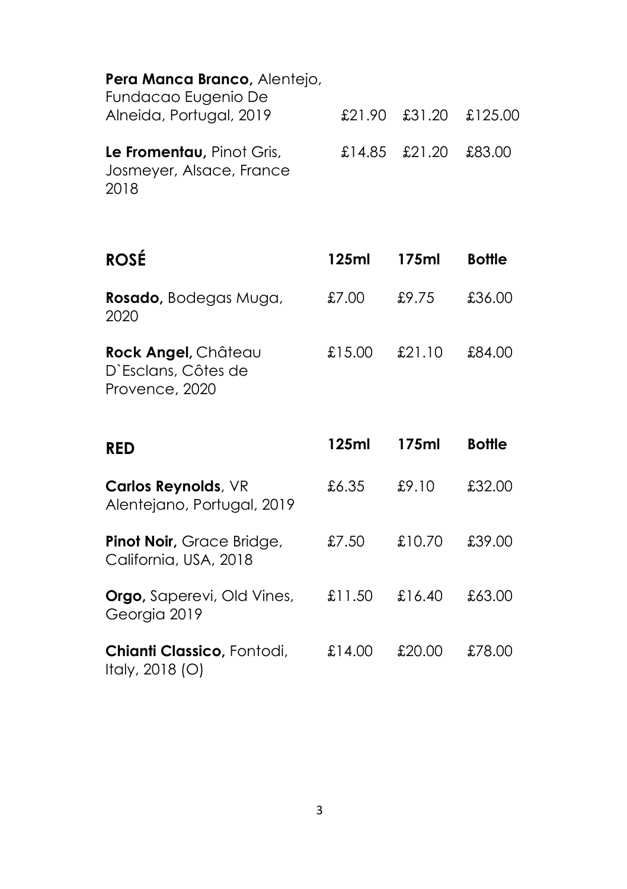| | | | |
|---|---|---|---|
| **Pera Manca Branco,** Alentejo, Fundacao Eugenio De Alneida, Portugal, 2019 | £21.90 | £31.20 | £125.00 |
| **Le Fromentau,** Pinot Gris, Josmeyer, Alsace, France 2018 | £14.85 | £21.20 | £83.00 |

| **ROSÉ** | **125ml** | **175ml** | **Bottle** |
|---|---|---|---|
| **Rosado,** Bodegas Muga, 2020 | £7.00 | £9.75 | £36.00 |
| **Rock Angel,** Château D`Esclans, Côtes de Provence, 2020 | £15.00 | £21.10 | £84.00 |

| **RED** | **125ml** | **175ml** | **Bottle** |
|---|---|---|---|
| **Carlos Reynolds**, VR Alentejano, Portugal, 2019 | £6.35 | £9.10 | £32.00 |
| **Pinot Noir,** Grace Bridge, California, USA, 2018 | £7.50 | £10.70 | £39.00 |
| **Orgo,** Saperevi, Old Vines, Georgia 2019 | £11.50 | £16.40 | £63.00 |
| **Chianti Classico,** Fontodi, Italy, 2018 (O) | £14.00 | £20.00 | £78.00 |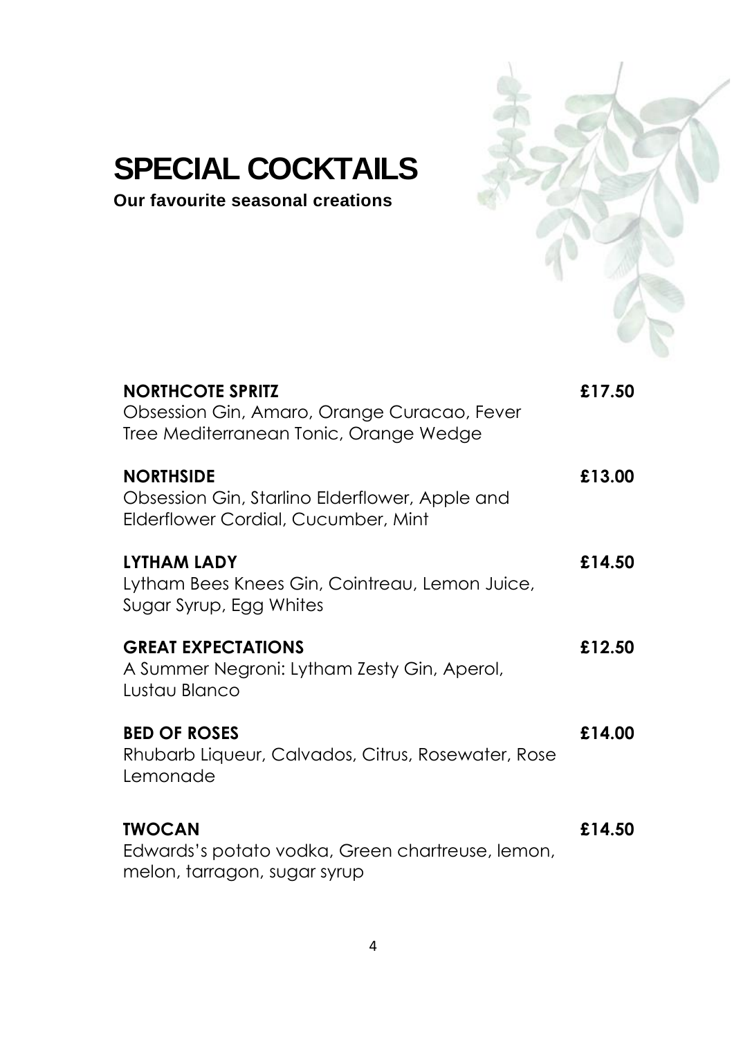# SPECIAL COCKTAILS

**Our favourite seasonal creations**

**NORTHCOTE SPRITZ** **£17.50**
Obsession Gin, Amaro, Orange Curacao, Fever Tree Mediterranean Tonic, Orange Wedge

**NORTHSIDE** **£13.00**
Obsession Gin, Starlino Elderflower, Apple and Elderflower Cordial, Cucumber, Mint

**LYTHAM LADY** **£14.50**
Lytham Bees Knees Gin, Cointreau, Lemon Juice, Sugar Syrup, Egg Whites

**GREAT EXPECTATIONS** **£12.50**
A Summer Negroni: Lytham Zesty Gin, Aperol, Lustau Blanco

**BED OF ROSES** **£14.00**
Rhubarb Liqueur, Calvados, Citrus, Rosewater, Rose Lemonade

**TWOCAN** **£14.50**
Edwards's potato vodka, Green chartreuse, lemon, melon, tarragon, sugar syrup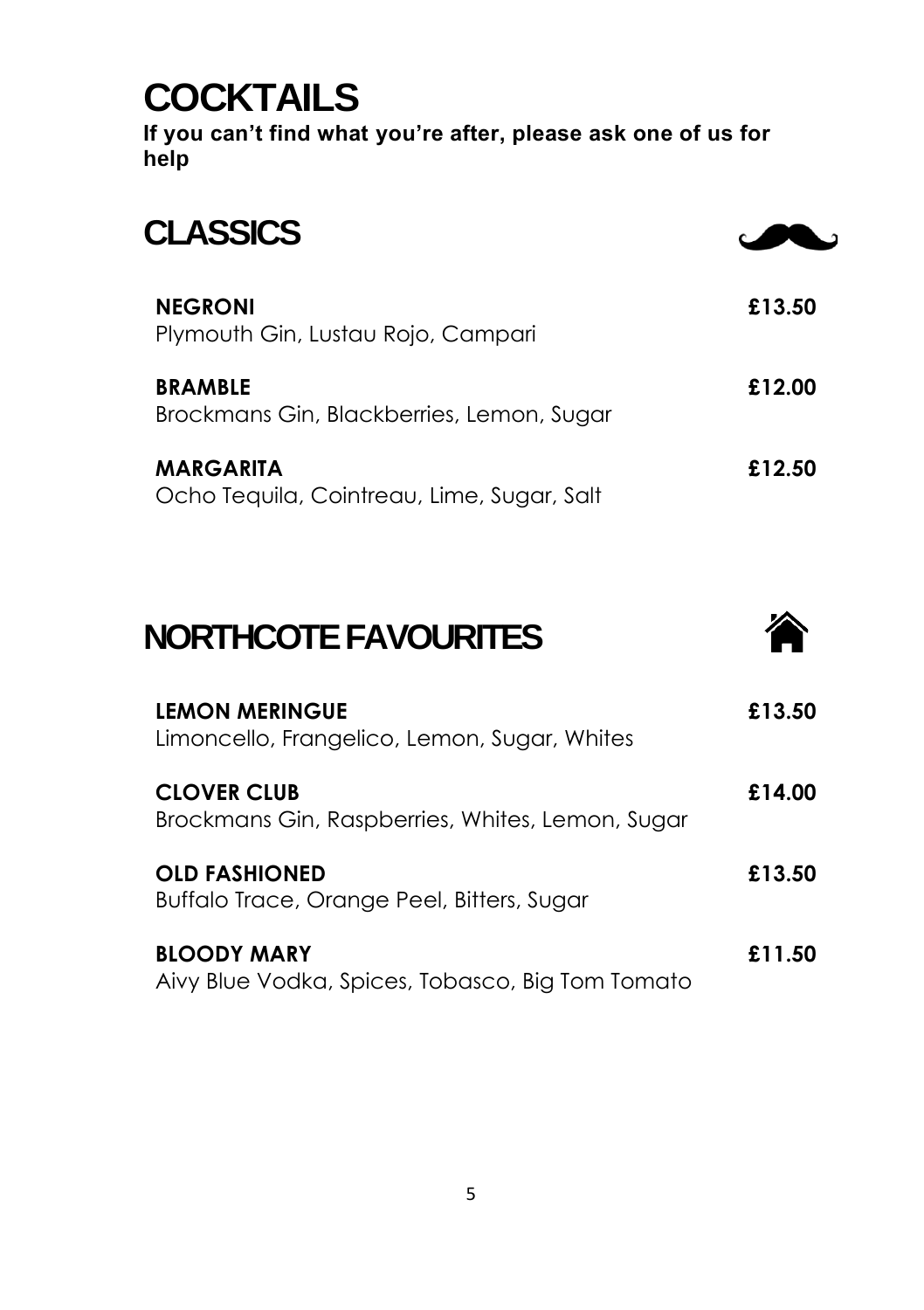# COCKTAILS

**If you can't find what you're after, please ask one of us for help**

## CLASSICS

**NEGRONI** **£13.50**
Plymouth Gin, Lustau Rojo, Campari

**BRAMBLE** **£12.00**
Brockmans Gin, Blackberries, Lemon, Sugar

**MARGARITA** **£12.50**
Ocho Tequila, Cointreau, Lime, Sugar, Salt

## NORTHCOTE FAVOURITES

**LEMON MERINGUE** **£13.50**
Limoncello, Frangelico, Lemon, Sugar, Whites

**CLOVER CLUB** **£14.00**
Brockmans Gin, Raspberries, Whites, Lemon, Sugar

**OLD FASHIONED** **£13.50**
Buffalo Trace, Orange Peel, Bitters, Sugar

**BLOODY MARY** **£11.50**
Aivy Blue Vodka, Spices, Tobasco, Big Tom Tomato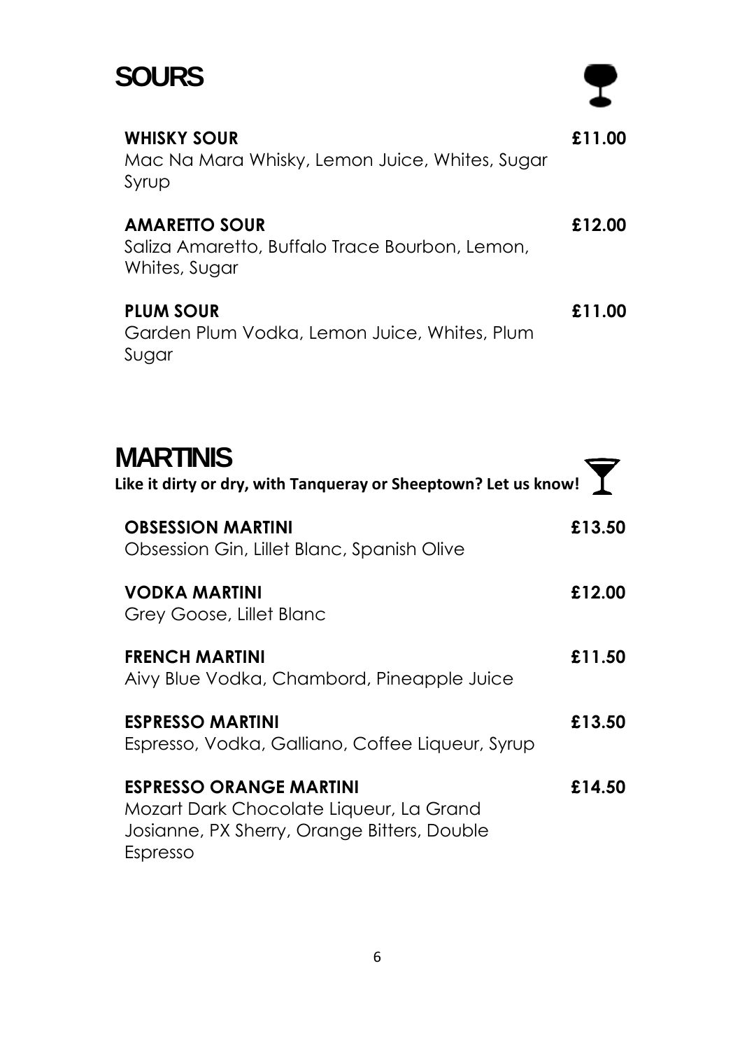# SOURS

**WHISKY SOUR** **£11.00**
Mac Na Mara Whisky, Lemon Juice, Whites, Sugar Syrup

**AMARETTO SOUR** **£12.00**
Saliza Amaretto, Buffalo Trace Bourbon, Lemon, Whites, Sugar

**PLUM SOUR** **£11.00**
Garden Plum Vodka, Lemon Juice, Whites, Plum Sugar

# MARTINIS

**Like it dirty or dry, with Tanqueray or Sheeptown? Let us know!**

**OBSESSION MARTINI** **£13.50**
Obsession Gin, Lillet Blanc, Spanish Olive

**VODKA MARTINI** **£12.00**
Grey Goose, Lillet Blanc

**FRENCH MARTINI** **£11.50**
Aivy Blue Vodka, Chambord, Pineapple Juice

**ESPRESSO MARTINI** **£13.50**
Espresso, Vodka, Galliano, Coffee Liqueur, Syrup

**ESPRESSO ORANGE MARTINI** **£14.50**
Mozart Dark Chocolate Liqueur, La Grand Josianne, PX Sherry, Orange Bitters, Double Espresso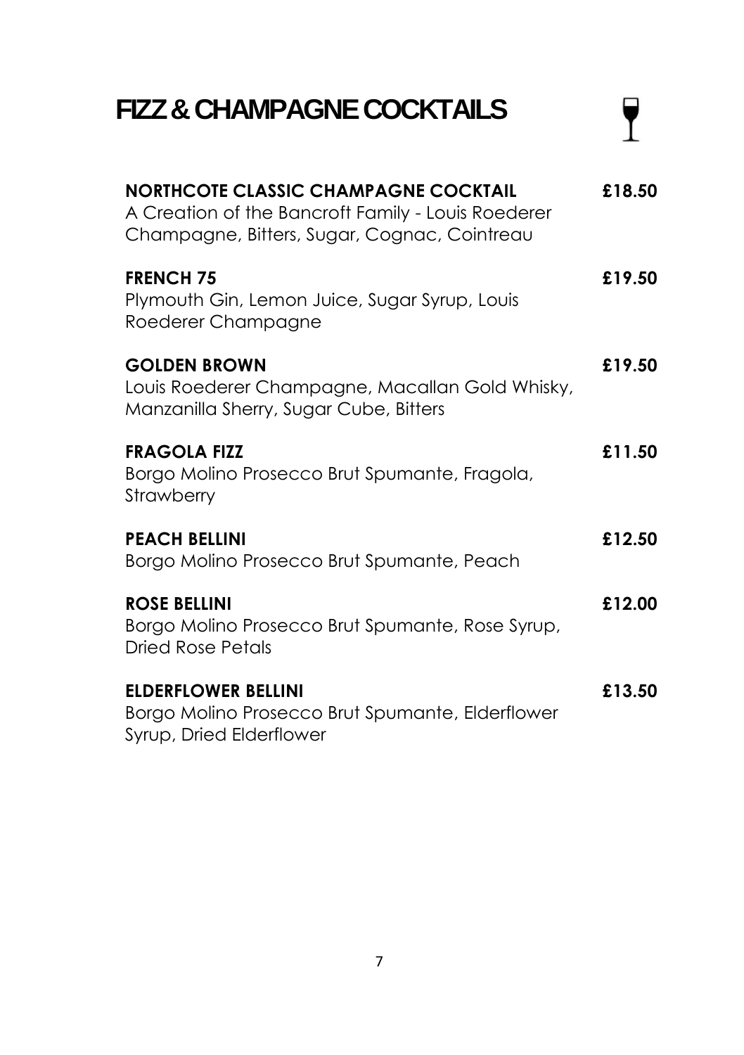# FIZZ & CHAMPAGNE COCKTAILS

**NORTHCOTE CLASSIC CHAMPAGNE COCKTAIL** **£18.50**
A Creation of the Bancroft Family - Louis Roederer Champagne, Bitters, Sugar, Cognac, Cointreau

**FRENCH 75** **£19.50**
Plymouth Gin, Lemon Juice, Sugar Syrup, Louis Roederer Champagne

**GOLDEN BROWN** **£19.50**
Louis Roederer Champagne, Macallan Gold Whisky, Manzanilla Sherry, Sugar Cube, Bitters

**FRAGOLA FIZZ** **£11.50**
Borgo Molino Prosecco Brut Spumante, Fragola, Strawberry

**PEACH BELLINI** **£12.50**
Borgo Molino Prosecco Brut Spumante, Peach

**ROSE BELLINI** **£12.00**
Borgo Molino Prosecco Brut Spumante, Rose Syrup, Dried Rose Petals

**ELDERFLOWER BELLINI** **£13.50**
Borgo Molino Prosecco Brut Spumante, Elderflower Syrup, Dried Elderflower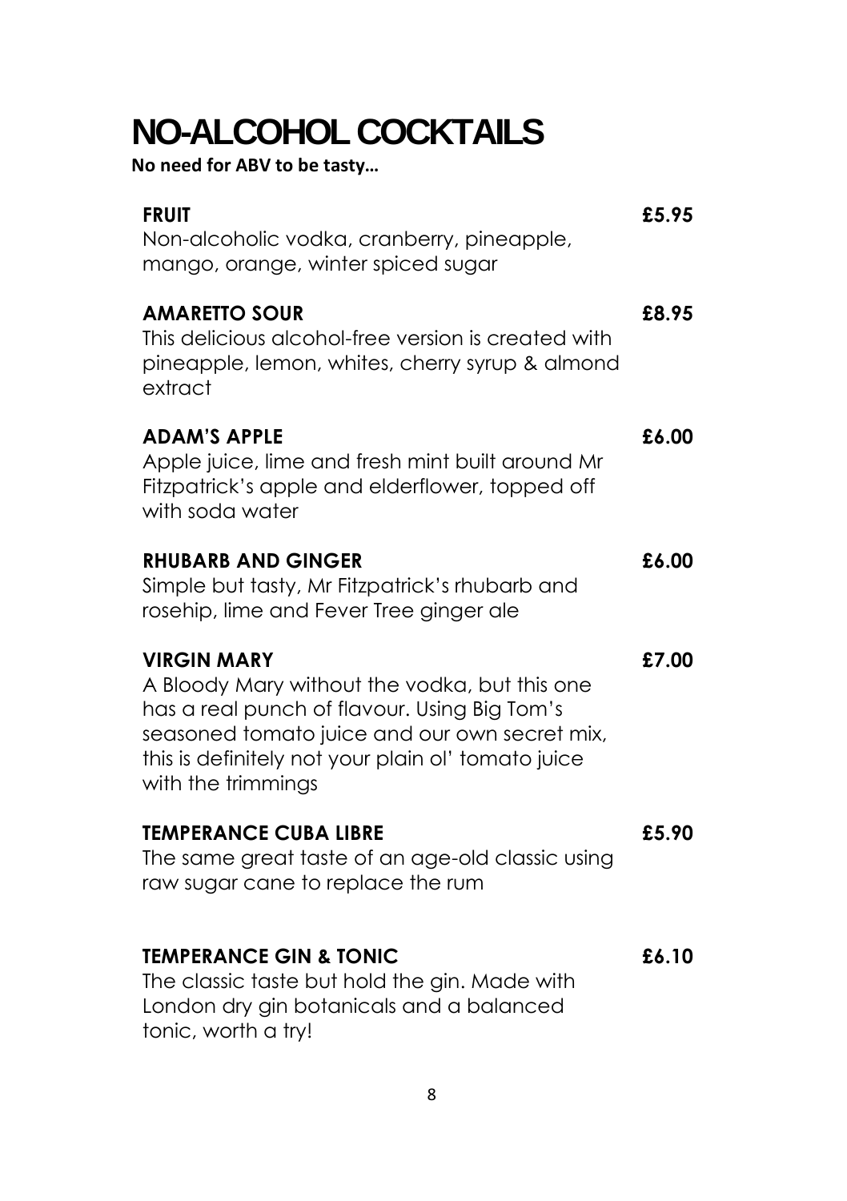# NO-ALCOHOL COCKTAILS

**No need for ABV to be tasty…**

**FRUIT** **£5.95**
Non-alcoholic vodka, cranberry, pineapple, mango, orange, winter spiced sugar

**AMARETTO SOUR** **£8.95**
This delicious alcohol-free version is created with pineapple, lemon, whites, cherry syrup & almond extract

**ADAM'S APPLE** **£6.00**
Apple juice, lime and fresh mint built around Mr Fitzpatrick's apple and elderflower, topped off with soda water

**RHUBARB AND GINGER** **£6.00**
Simple but tasty, Mr Fitzpatrick's rhubarb and rosehip, lime and Fever Tree ginger ale

**VIRGIN MARY** **£7.00**
A Bloody Mary without the vodka, but this one has a real punch of flavour. Using Big Tom's seasoned tomato juice and our own secret mix, this is definitely not your plain ol' tomato juice with the trimmings

**TEMPERANCE CUBA LIBRE** **£5.90**
The same great taste of an age-old classic using raw sugar cane to replace the rum

**TEMPERANCE GIN & TONIC** **£6.10**
The classic taste but hold the gin. Made with London dry gin botanicals and a balanced tonic, worth a try!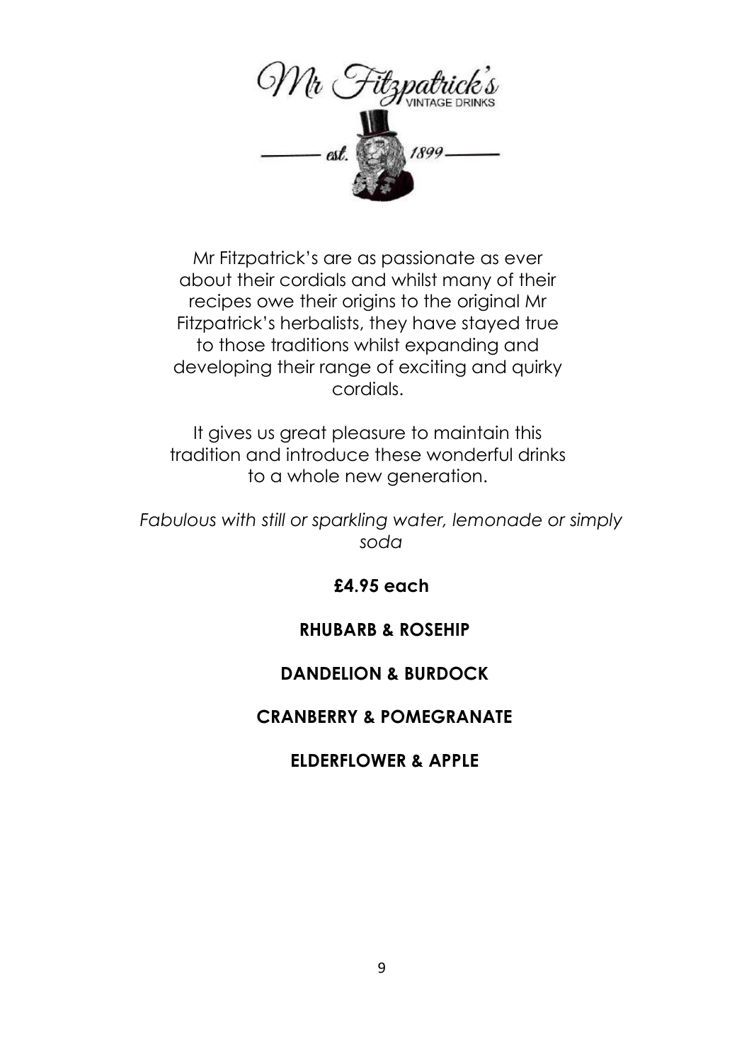Mr Fitzpatrick's are as passionate as ever about their cordials and whilst many of their recipes owe their origins to the original Mr Fitzpatrick's herbalists, they have stayed true to those traditions whilst expanding and developing their range of exciting and quirky cordials.

It gives us great pleasure to maintain this tradition and introduce these wonderful drinks to a whole new generation.

*Fabulous with still or sparkling water, lemonade or simply soda*

**£4.95 each**

**RHUBARB & ROSEHIP**

**DANDELION & BURDOCK**

**CRANBERRY & POMEGRANATE**

**ELDERFLOWER & APPLE**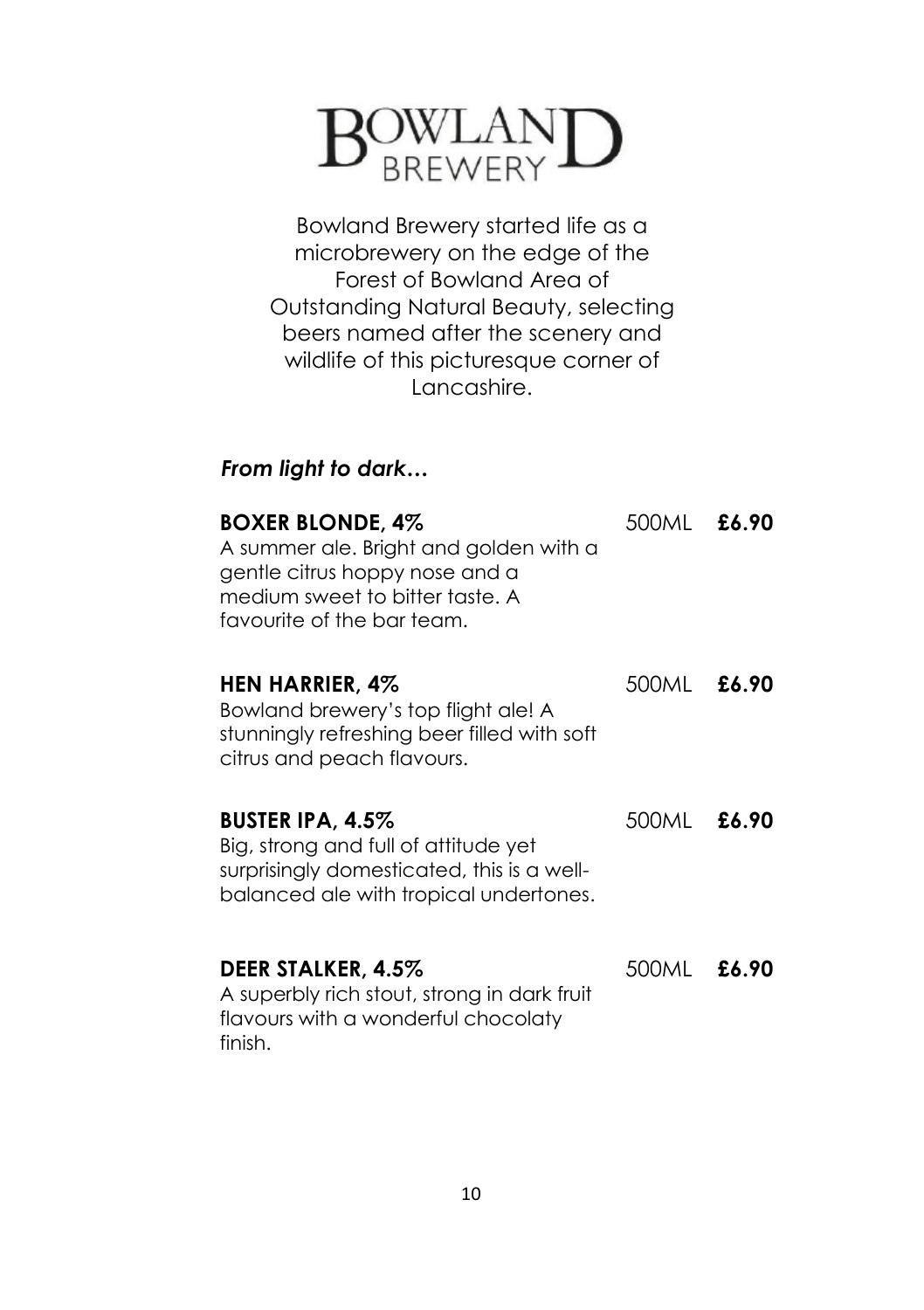# BOWLAND BREWERY

Bowland Brewery started life as a microbrewery on the edge of the Forest of Bowland Area of Outstanding Natural Beauty, selecting beers named after the scenery and wildlife of this picturesque corner of Lancashire.

***From light to dark…***

**BOXER BLONDE, 4%** — 500ML **£6.90**
A summer ale. Bright and golden with a gentle citrus hoppy nose and a medium sweet to bitter taste. A favourite of the bar team.

**HEN HARRIER, 4%** — 500ML **£6.90**
Bowland brewery's top flight ale! A stunningly refreshing beer filled with soft citrus and peach flavours.

**BUSTER IPA, 4.5%** — 500ML **£6.90**
Big, strong and full of attitude yet surprisingly domesticated, this is a well-balanced ale with tropical undertones.

**DEER STALKER, 4.5%** — 500ML **£6.90**
A superbly rich stout, strong in dark fruit flavours with a wonderful chocolaty finish.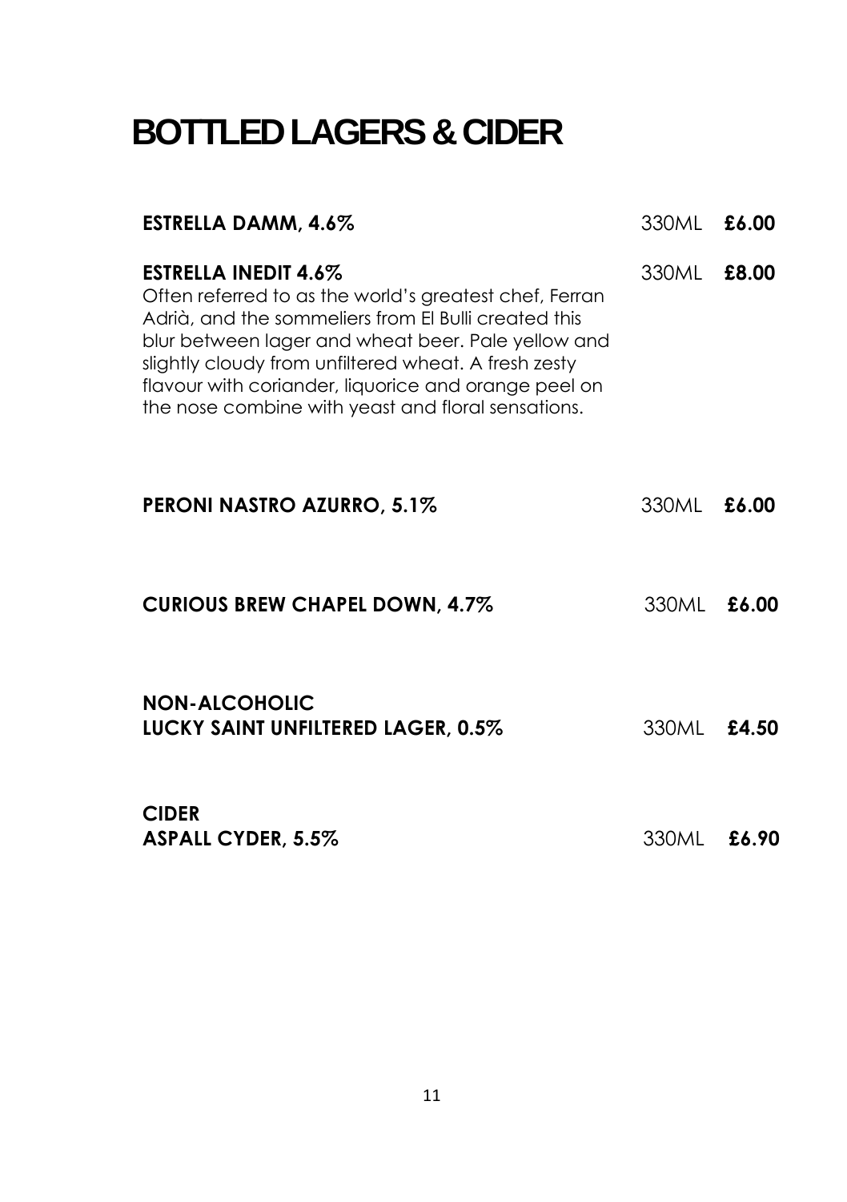# BOTTLED LAGERS & CIDER

**ESTRELLA DAMM, 4.6%** 330ML **£6.00**

**ESTRELLA INEDIT 4.6%** 330ML **£8.00**
Often referred to as the world's greatest chef, Ferran Adrià, and the sommeliers from El Bulli created this blur between lager and wheat beer. Pale yellow and slightly cloudy from unfiltered wheat. A fresh zesty flavour with coriander, liquorice and orange peel on the nose combine with yeast and floral sensations.

**PERONI NASTRO AZURRO, 5.1%** 330ML **£6.00**

**CURIOUS BREW CHAPEL DOWN, 4.7%** 330ML **£6.00**

**NON-ALCOHOLIC**
**LUCKY SAINT UNFILTERED LAGER, 0.5%** 330ML **£4.50**

**CIDER**
**ASPALL CYDER, 5.5%** 330ML **£6.90**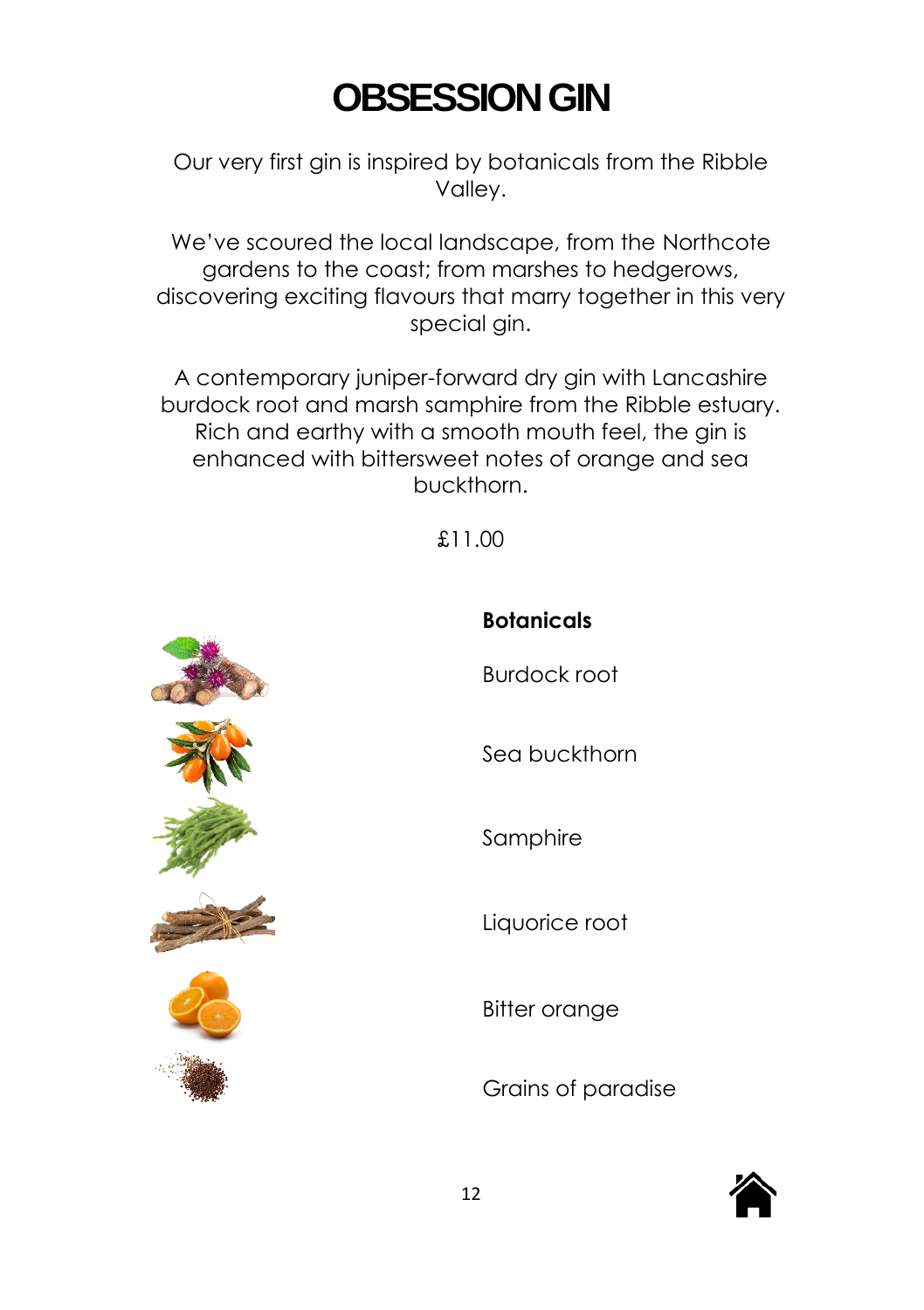# OBSESSION GIN

Our very first gin is inspired by botanicals from the Ribble Valley.

We've scoured the local landscape, from the Northcote gardens to the coast; from marshes to hedgerows, discovering exciting flavours that marry together in this very special gin.

A contemporary juniper-forward dry gin with Lancashire burdock root and marsh samphire from the Ribble estuary. Rich and earthy with a smooth mouth feel, the gin is enhanced with bittersweet notes of orange and sea buckthorn.

£11.00

**Botanicals**

Burdock root

Sea buckthorn

Samphire

Liquorice root

Bitter orange

Grains of paradise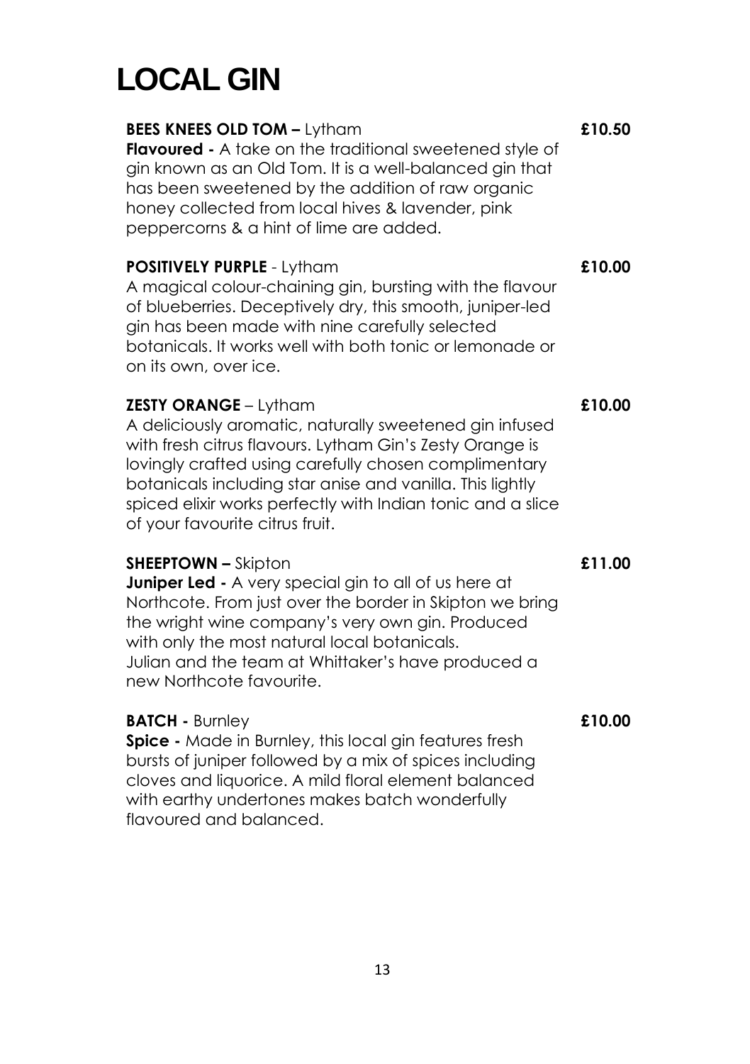# LOCAL GIN

**BEES KNEES OLD TOM –** Lytham **£10.50**
**Flavoured -** A take on the traditional sweetened style of gin known as an Old Tom. It is a well-balanced gin that has been sweetened by the addition of raw organic honey collected from local hives & lavender, pink peppercorns & a hint of lime are added.

**POSITIVELY PURPLE** - Lytham **£10.00**
A magical colour-chaining gin, bursting with the flavour of blueberries. Deceptively dry, this smooth, juniper-led gin has been made with nine carefully selected botanicals. It works well with both tonic or lemonade or on its own, over ice.

**ZESTY ORANGE** – Lytham **£10.00**
A deliciously aromatic, naturally sweetened gin infused with fresh citrus flavours. Lytham Gin's Zesty Orange is lovingly crafted using carefully chosen complimentary botanicals including star anise and vanilla. This lightly spiced elixir works perfectly with Indian tonic and a slice of your favourite citrus fruit.

**SHEEPTOWN –** Skipton **£11.00**
**Juniper Led -** A very special gin to all of us here at Northcote. From just over the border in Skipton we bring the wright wine company's very own gin. Produced with only the most natural local botanicals.
Julian and the team at Whittaker's have produced a new Northcote favourite.

**BATCH -** Burnley **£10.00**
**Spice -** Made in Burnley, this local gin features fresh bursts of juniper followed by a mix of spices including cloves and liquorice. A mild floral element balanced with earthy undertones makes batch wonderfully flavoured and balanced.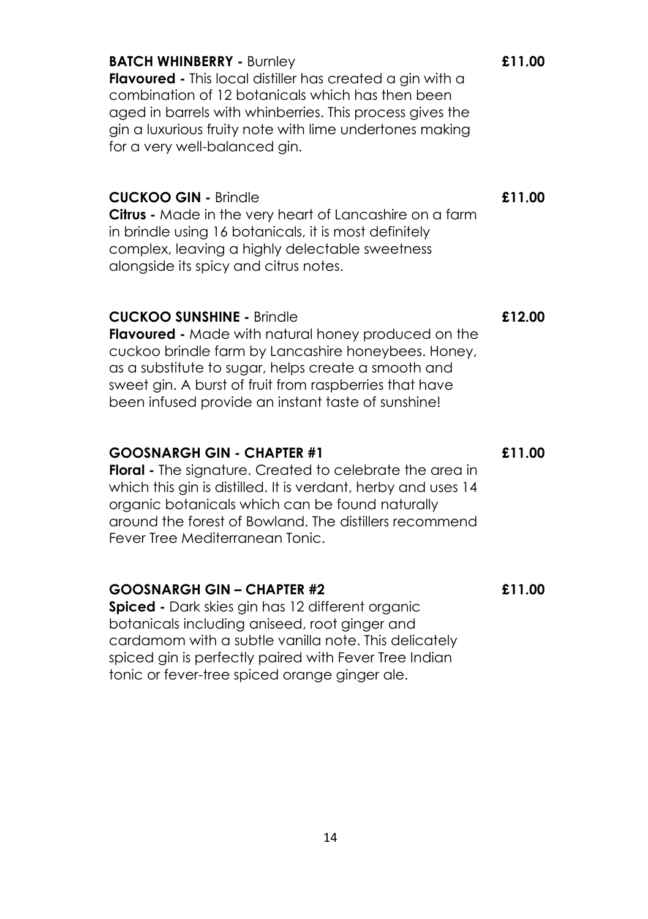**BATCH WHINBERRY -** Burnley **£11.00**

**Flavoured -** This local distiller has created a gin with a combination of 12 botanicals which has then been aged in barrels with whinberries. This process gives the gin a luxurious fruity note with lime undertones making for a very well-balanced gin.

**CUCKOO GIN -** Brindle **£11.00**

**Citrus -** Made in the very heart of Lancashire on a farm in brindle using 16 botanicals, it is most definitely complex, leaving a highly delectable sweetness alongside its spicy and citrus notes.

**CUCKOO SUNSHINE -** Brindle **£12.00**

**Flavoured -** Made with natural honey produced on the cuckoo brindle farm by Lancashire honeybees. Honey, as a substitute to sugar, helps create a smooth and sweet gin. A burst of fruit from raspberries that have been infused provide an instant taste of sunshine!

**GOOSNARGH GIN - CHAPTER #1** **£11.00**

**Floral -** The signature. Created to celebrate the area in which this gin is distilled. It is verdant, herby and uses 14 organic botanicals which can be found naturally around the forest of Bowland. The distillers recommend Fever Tree Mediterranean Tonic.

**GOOSNARGH GIN – CHAPTER #2** **£11.00**

**Spiced -** Dark skies gin has 12 different organic botanicals including aniseed, root ginger and cardamom with a subtle vanilla note. This delicately spiced gin is perfectly paired with Fever Tree Indian tonic or fever-tree spiced orange ginger ale.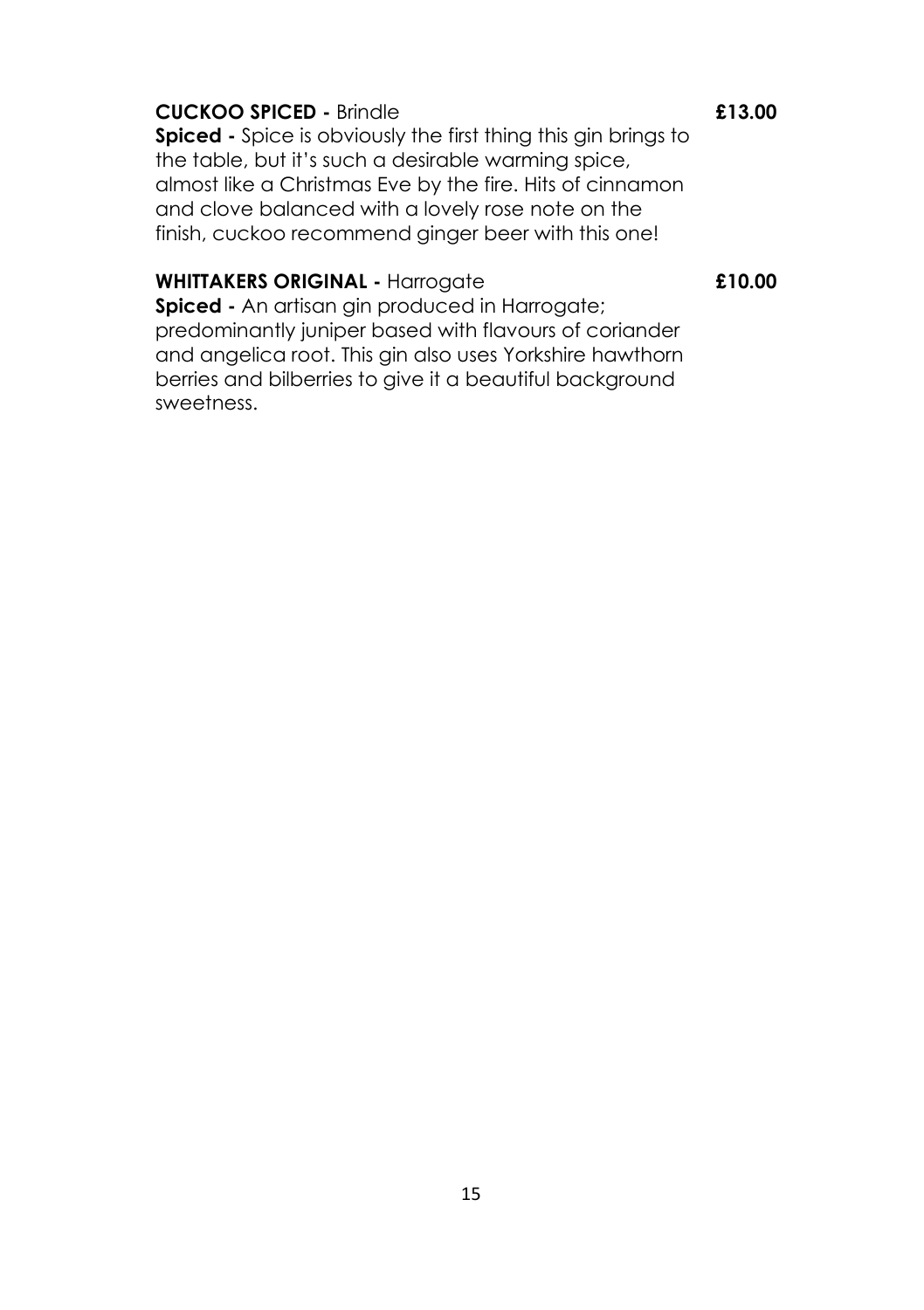**CUCKOO SPICED -** Brindle **£13.00**

**Spiced -** Spice is obviously the first thing this gin brings to the table, but it's such a desirable warming spice, almost like a Christmas Eve by the fire. Hits of cinnamon and clove balanced with a lovely rose note on the finish, cuckoo recommend ginger beer with this one!

**WHITTAKERS ORIGINAL -** Harrogate **£10.00**

**Spiced -** An artisan gin produced in Harrogate; predominantly juniper based with flavours of coriander and angelica root. This gin also uses Yorkshire hawthorn berries and bilberries to give it a beautiful background sweetness.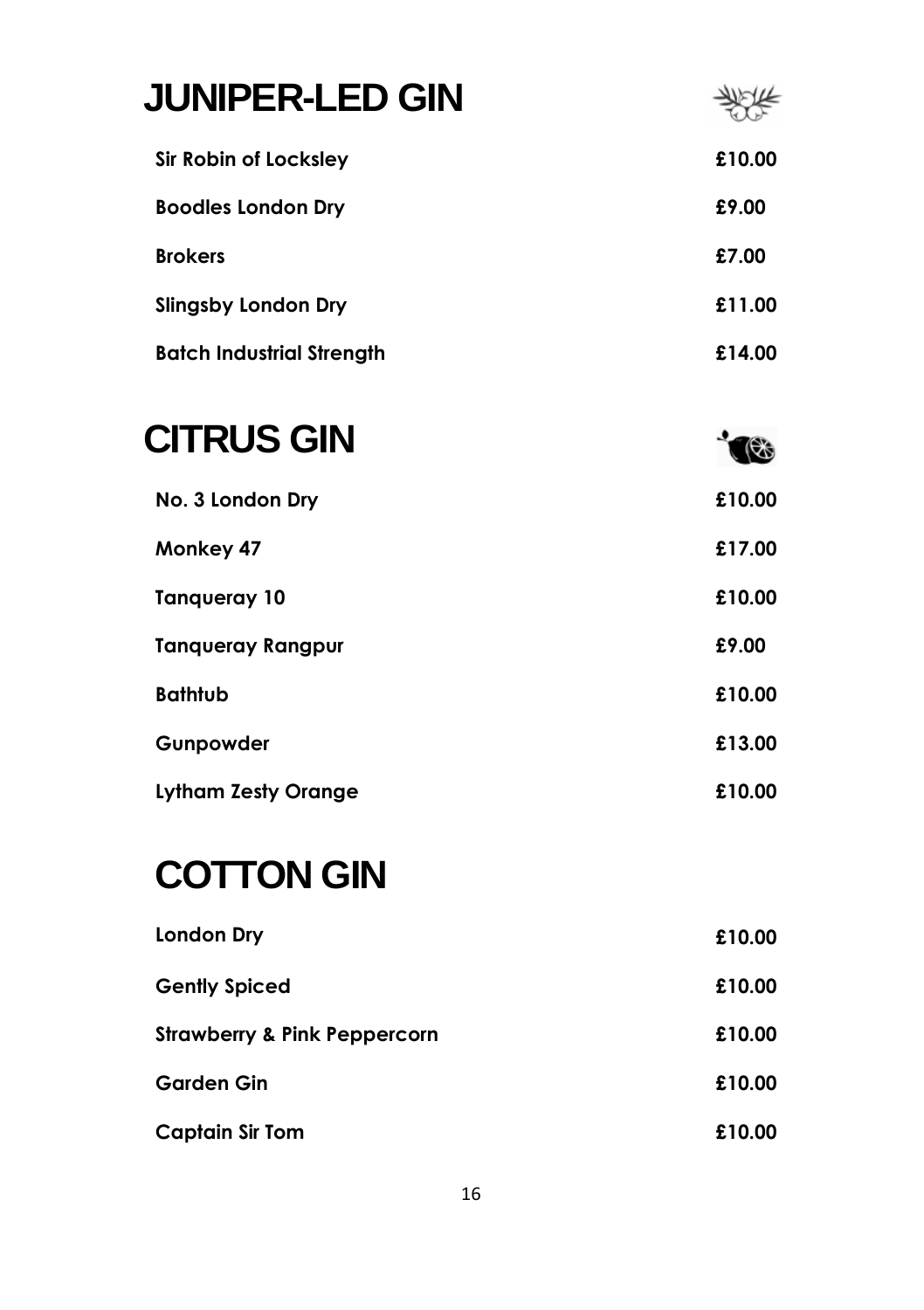# JUNIPER-LED GIN

| | |
|---|---|
| **Sir Robin of Locksley** | **£10.00** |
| **Boodles London Dry** | **£9.00** |
| **Brokers** | **£7.00** |
| **Slingsby London Dry** | **£11.00** |
| **Batch Industrial Strength** | **£14.00** |

# CITRUS GIN

| | |
|---|---|
| **No. 3 London Dry** | **£10.00** |
| **Monkey 47** | **£17.00** |
| **Tanqueray 10** | **£10.00** |
| **Tanqueray Rangpur** | **£9.00** |
| **Bathtub** | **£10.00** |
| **Gunpowder** | **£13.00** |
| **Lytham Zesty Orange** | **£10.00** |

# COTTON GIN

| | |
|---|---|
| **London Dry** | **£10.00** |
| **Gently Spiced** | **£10.00** |
| **Strawberry & Pink Peppercorn** | **£10.00** |
| **Garden Gin** | **£10.00** |
| **Captain Sir Tom** | **£10.00** |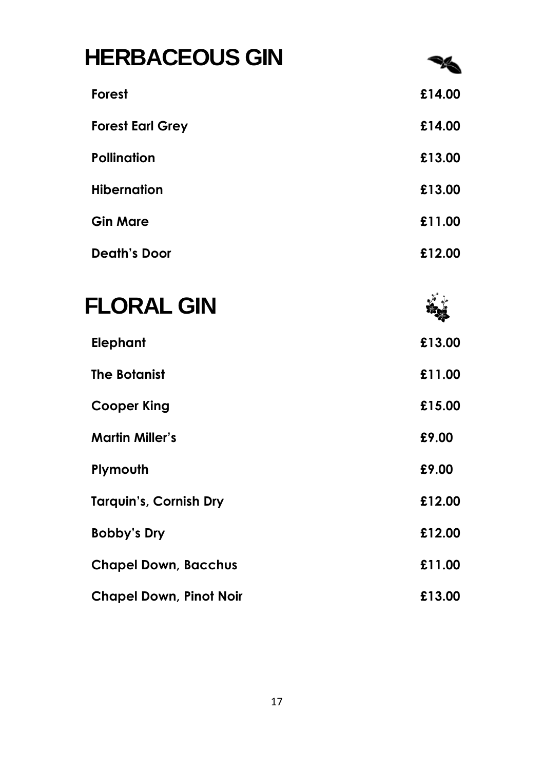# HERBACEOUS GIN

| | |
|---|---|
| **Forest** | **£14.00** |
| **Forest Earl Grey** | **£14.00** |
| **Pollination** | **£13.00** |
| **Hibernation** | **£13.00** |
| **Gin Mare** | **£11.00** |
| **Death's Door** | **£12.00** |

# FLORAL GIN

| | |
|---|---|
| **Elephant** | **£13.00** |
| **The Botanist** | **£11.00** |
| **Cooper King** | **£15.00** |
| **Martin Miller's** | **£9.00** |
| **Plymouth** | **£9.00** |
| **Tarquin's, Cornish Dry** | **£12.00** |
| **Bobby's Dry** | **£12.00** |
| **Chapel Down, Bacchus** | **£11.00** |
| **Chapel Down, Pinot Noir** | **£13.00** |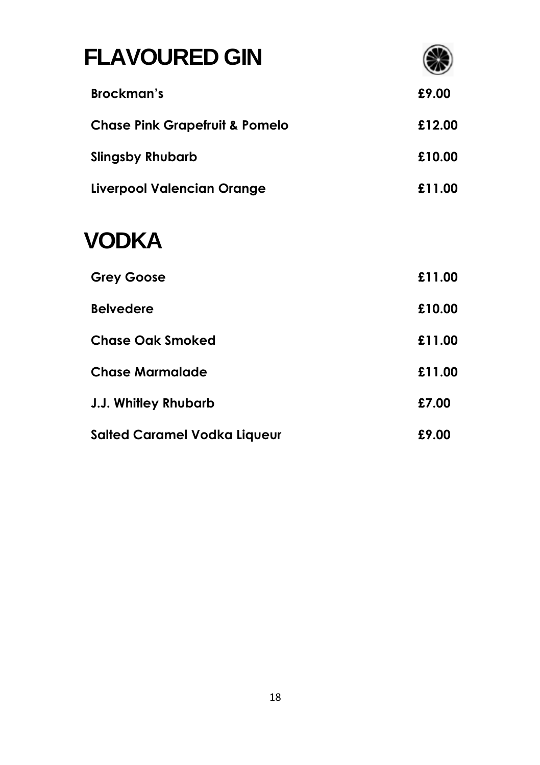# FLAVOURED GIN

| | |
|---|---|
| **Brockman's** | **£9.00** |
| **Chase Pink Grapefruit & Pomelo** | **£12.00** |
| **Slingsby Rhubarb** | **£10.00** |
| **Liverpool Valencian Orange** | **£11.00** |

# VODKA

| | |
|---|---|
| **Grey Goose** | **£11.00** |
| **Belvedere** | **£10.00** |
| **Chase Oak Smoked** | **£11.00** |
| **Chase Marmalade** | **£11.00** |
| **J.J. Whitley Rhubarb** | **£7.00** |
| **Salted Caramel Vodka Liqueur** | **£9.00** |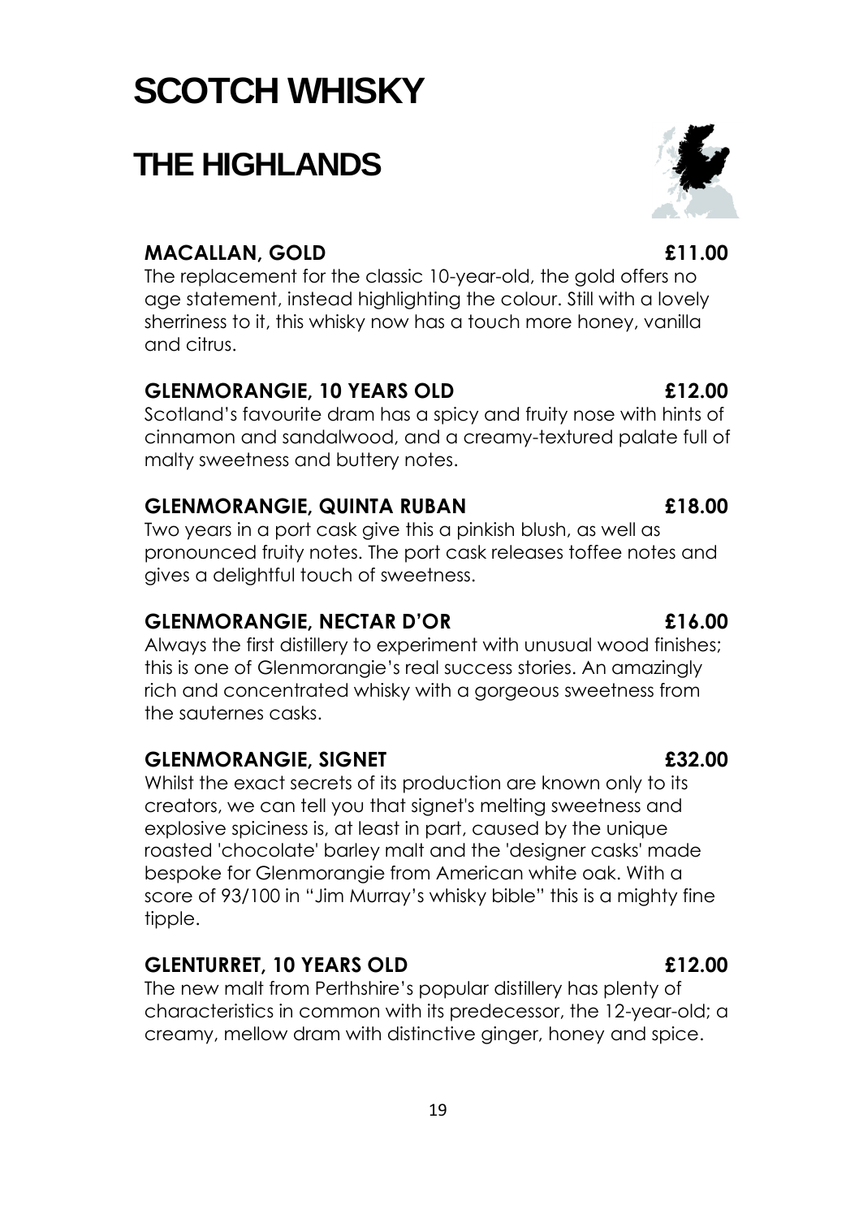# SCOTCH WHISKY

## THE HIGHLANDS

### MACALLAN, GOLD £11.00

The replacement for the classic 10-year-old, the gold offers no age statement, instead highlighting the colour. Still with a lovely sherriness to it, this whisky now has a touch more honey, vanilla and citrus.

### GLENMORANGIE, 10 YEARS OLD £12.00

Scotland's favourite dram has a spicy and fruity nose with hints of cinnamon and sandalwood, and a creamy-textured palate full of malty sweetness and buttery notes.

### GLENMORANGIE, QUINTA RUBAN £18.00

Two years in a port cask give this a pinkish blush, as well as pronounced fruity notes. The port cask releases toffee notes and gives a delightful touch of sweetness.

### GLENMORANGIE, NECTAR D'OR £16.00

Always the first distillery to experiment with unusual wood finishes; this is one of Glenmorangie's real success stories. An amazingly rich and concentrated whisky with a gorgeous sweetness from the sauternes casks.

### GLENMORANGIE, SIGNET £32.00

Whilst the exact secrets of its production are known only to its creators, we can tell you that signet's melting sweetness and explosive spiciness is, at least in part, caused by the unique roasted 'chocolate' barley malt and the 'designer casks' made bespoke for Glenmorangie from American white oak. With a score of 93/100 in "Jim Murray's whisky bible" this is a mighty fine tipple.

### GLENTURRET, 10 YEARS OLD £12.00

The new malt from Perthshire's popular distillery has plenty of characteristics in common with its predecessor, the 12-year-old; a creamy, mellow dram with distinctive ginger, honey and spice.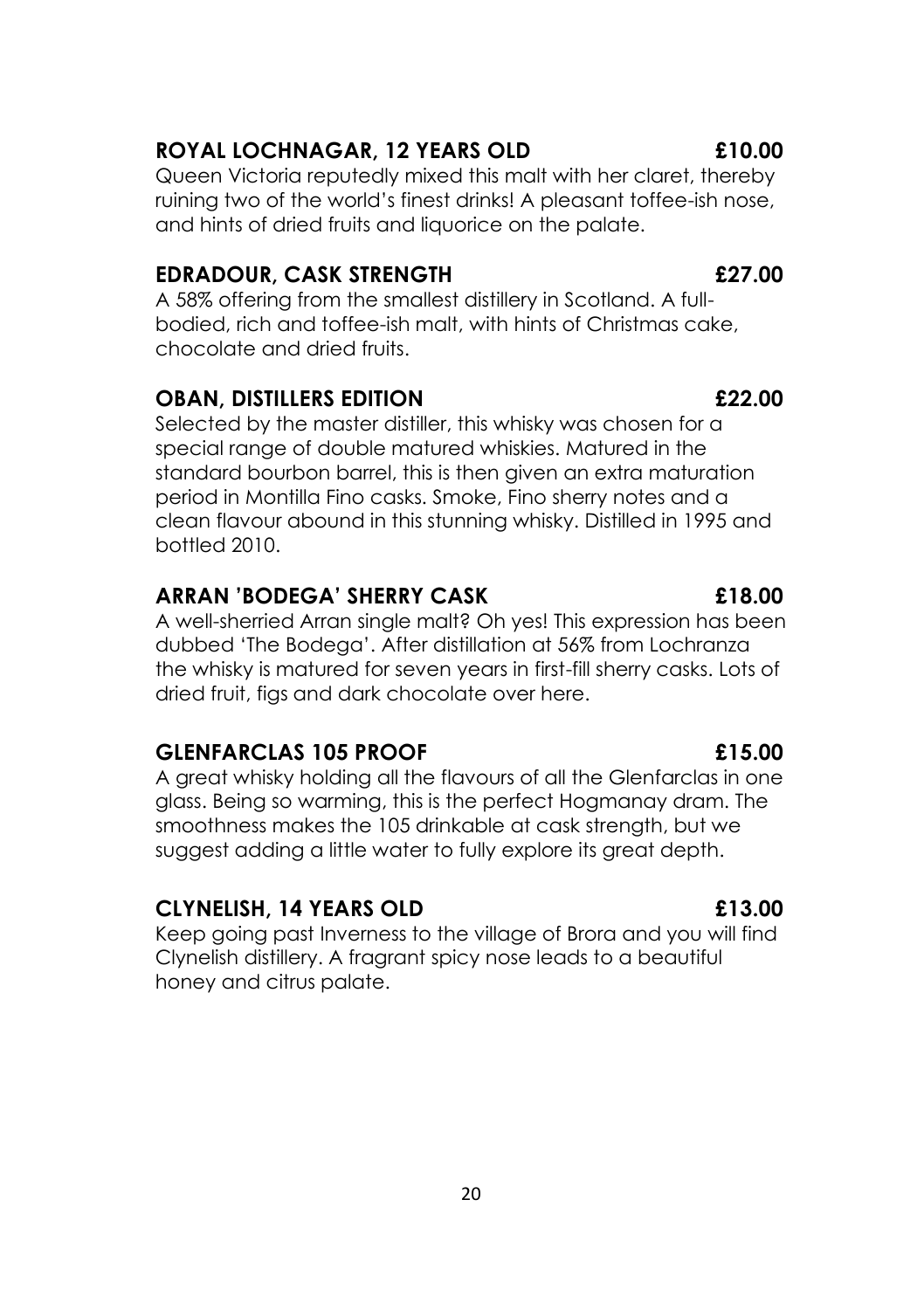**ROYAL LOCHNAGAR, 12 YEARS OLD** **£10.00**

Queen Victoria reputedly mixed this malt with her claret, thereby ruining two of the world's finest drinks! A pleasant toffee-ish nose, and hints of dried fruits and liquorice on the palate.

**EDRADOUR, CASK STRENGTH** **£27.00**

A 58% offering from the smallest distillery in Scotland. A full-bodied, rich and toffee-ish malt, with hints of Christmas cake, chocolate and dried fruits.

**OBAN, DISTILLERS EDITION** **£22.00**

Selected by the master distiller, this whisky was chosen for a special range of double matured whiskies. Matured in the standard bourbon barrel, this is then given an extra maturation period in Montilla Fino casks. Smoke, Fino sherry notes and a clean flavour abound in this stunning whisky. Distilled in 1995 and bottled 2010.

**ARRAN 'BODEGA' SHERRY CASK** **£18.00**

A well-sherried Arran single malt? Oh yes! This expression has been dubbed 'The Bodega'. After distillation at 56% from Lochranza the whisky is matured for seven years in first-fill sherry casks. Lots of dried fruit, figs and dark chocolate over here.

**GLENFARCLAS 105 PROOF** **£15.00**

A great whisky holding all the flavours of all the Glenfarclas in one glass. Being so warming, this is the perfect Hogmanay dram. The smoothness makes the 105 drinkable at cask strength, but we suggest adding a little water to fully explore its great depth.

**CLYNELISH, 14 YEARS OLD** **£13.00**

Keep going past Inverness to the village of Brora and you will find Clynelish distillery. A fragrant spicy nose leads to a beautiful honey and citrus palate.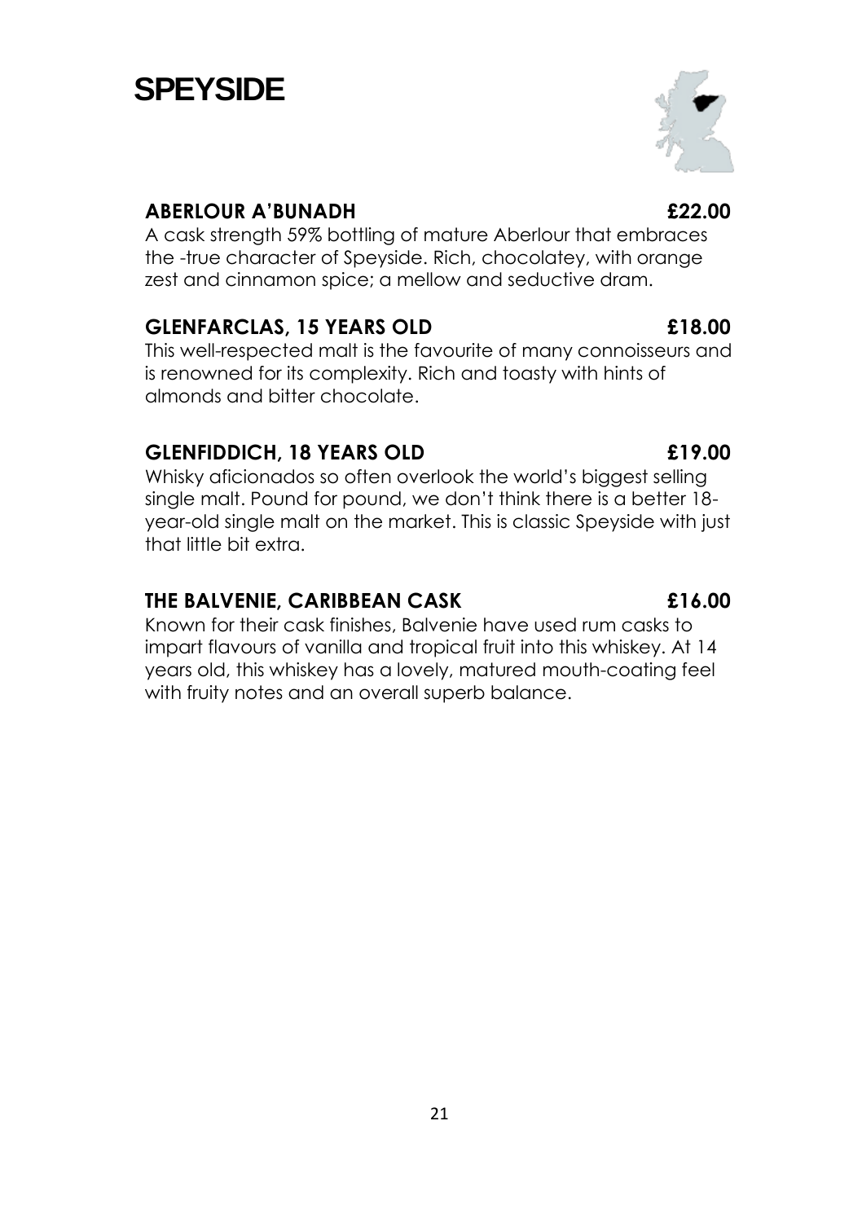# SPEYSIDE

### ABERLOUR A'BUNADH £22.00

A cask strength 59% bottling of mature Aberlour that embraces the -true character of Speyside. Rich, chocolatey, with orange zest and cinnamon spice; a mellow and seductive dram.

### GLENFARCLAS, 15 YEARS OLD £18.00

This well-respected malt is the favourite of many connoisseurs and is renowned for its complexity. Rich and toasty with hints of almonds and bitter chocolate.

### GLENFIDDICH, 18 YEARS OLD £19.00

Whisky aficionados so often overlook the world's biggest selling single malt. Pound for pound, we don't think there is a better 18-year-old single malt on the market. This is classic Speyside with just that little bit extra.

### THE BALVENIE, CARIBBEAN CASK £16.00

Known for their cask finishes, Balvenie have used rum casks to impart flavours of vanilla and tropical fruit into this whiskey. At 14 years old, this whiskey has a lovely, matured mouth-coating feel with fruity notes and an overall superb balance.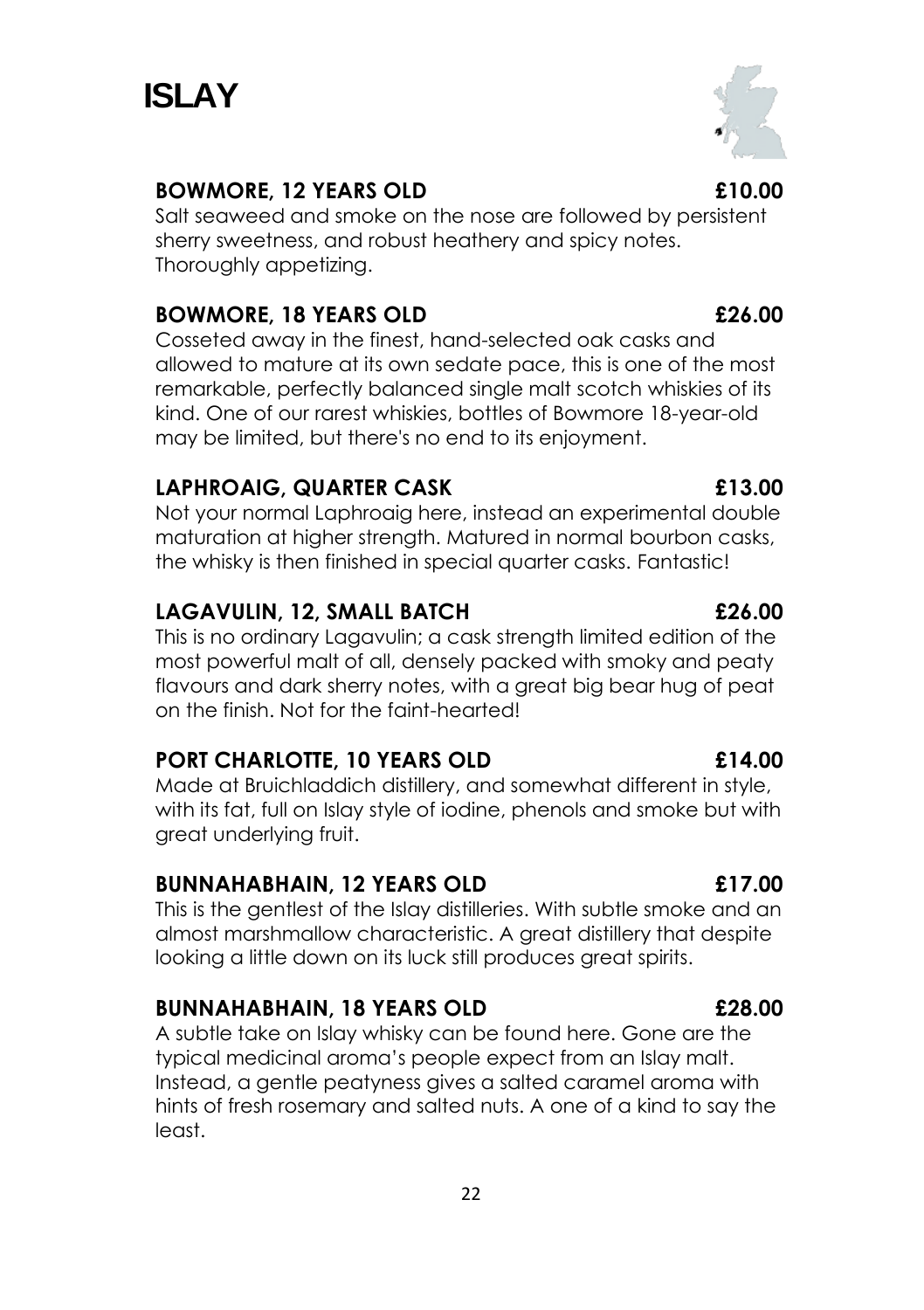# ISLAY

### BOWMORE, 12 YEARS OLD £10.00

Salt seaweed and smoke on the nose are followed by persistent sherry sweetness, and robust heathery and spicy notes. Thoroughly appetizing.

### BOWMORE, 18 YEARS OLD £26.00

Cosseted away in the finest, hand-selected oak casks and allowed to mature at its own sedate pace, this is one of the most remarkable, perfectly balanced single malt scotch whiskies of its kind. One of our rarest whiskies, bottles of Bowmore 18-year-old may be limited, but there's no end to its enjoyment.

### LAPHROAIG, QUARTER CASK £13.00

Not your normal Laphroaig here, instead an experimental double maturation at higher strength. Matured in normal bourbon casks, the whisky is then finished in special quarter casks. Fantastic!

### LAGAVULIN, 12, SMALL BATCH £26.00

This is no ordinary Lagavulin; a cask strength limited edition of the most powerful malt of all, densely packed with smoky and peaty flavours and dark sherry notes, with a great big bear hug of peat on the finish. Not for the faint-hearted!

### PORT CHARLOTTE, 10 YEARS OLD £14.00

Made at Bruichladdich distillery, and somewhat different in style, with its fat, full on Islay style of iodine, phenols and smoke but with great underlying fruit.

### BUNNAHABHAIN, 12 YEARS OLD £17.00

This is the gentlest of the Islay distilleries. With subtle smoke and an almost marshmallow characteristic. A great distillery that despite looking a little down on its luck still produces great spirits.

### BUNNAHABHAIN, 18 YEARS OLD £28.00

A subtle take on Islay whisky can be found here. Gone are the typical medicinal aroma's people expect from an Islay malt. Instead, a gentle peatyness gives a salted caramel aroma with hints of fresh rosemary and salted nuts. A one of a kind to say the least.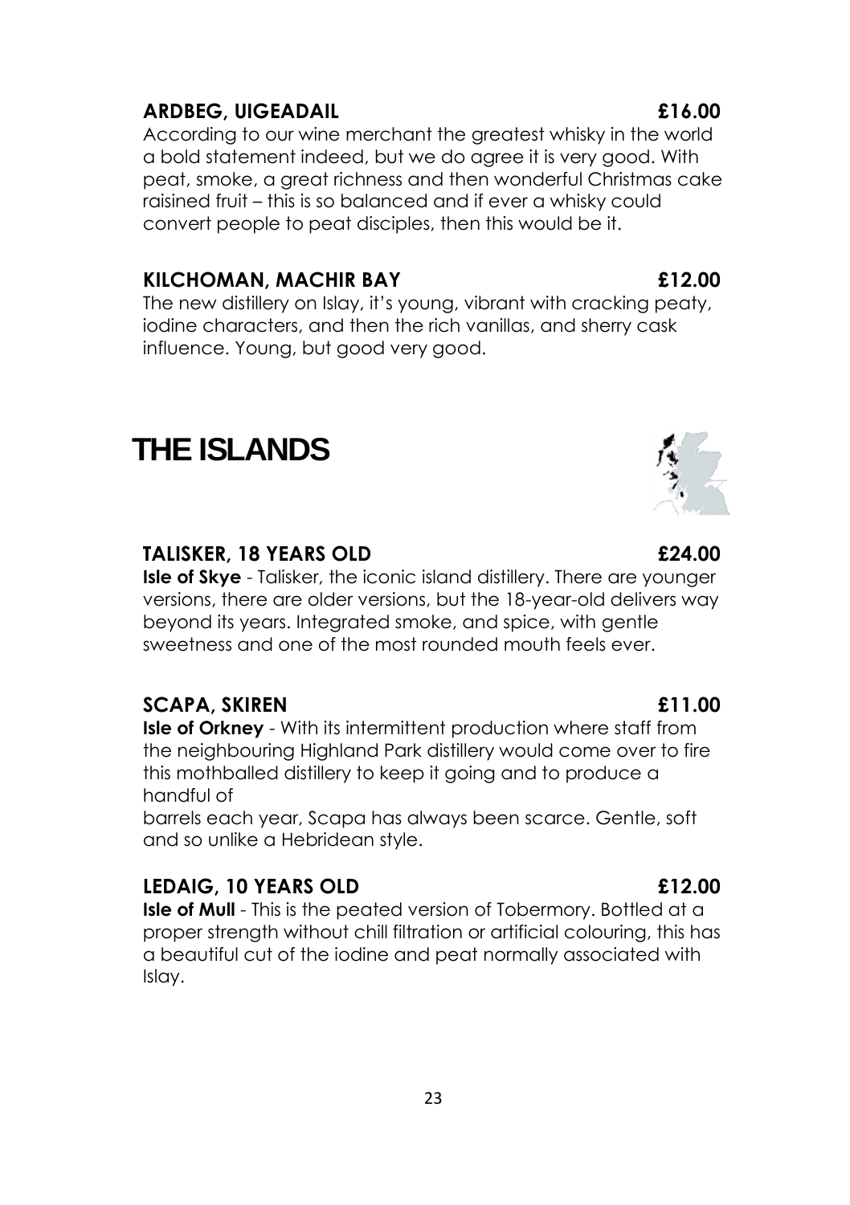### ARDBEG, UIGEADAIL £16.00

According to our wine merchant the greatest whisky in the world a bold statement indeed, but we do agree it is very good. With peat, smoke, a great richness and then wonderful Christmas cake raisined fruit – this is so balanced and if ever a whisky could convert people to peat disciples, then this would be it.

### KILCHOMAN, MACHIR BAY £12.00

The new distillery on Islay, it's young, vibrant with cracking peaty, iodine characters, and then the rich vanillas, and sherry cask influence. Young, but good very good.

## THE ISLANDS

### TALISKER, 18 YEARS OLD £24.00

**Isle of Skye** - Talisker, the iconic island distillery. There are younger versions, there are older versions, but the 18-year-old delivers way beyond its years. Integrated smoke, and spice, with gentle sweetness and one of the most rounded mouth feels ever.

### SCAPA, SKIREN £11.00

**Isle of Orkney** - With its intermittent production where staff from the neighbouring Highland Park distillery would come over to fire this mothballed distillery to keep it going and to produce a handful of barrels each year, Scapa has always been scarce. Gentle, soft and so unlike a Hebridean style.

### LEDAIG, 10 YEARS OLD £12.00

**Isle of Mull** - This is the peated version of Tobermory. Bottled at a proper strength without chill filtration or artificial colouring, this has a beautiful cut of the iodine and peat normally associated with Islay.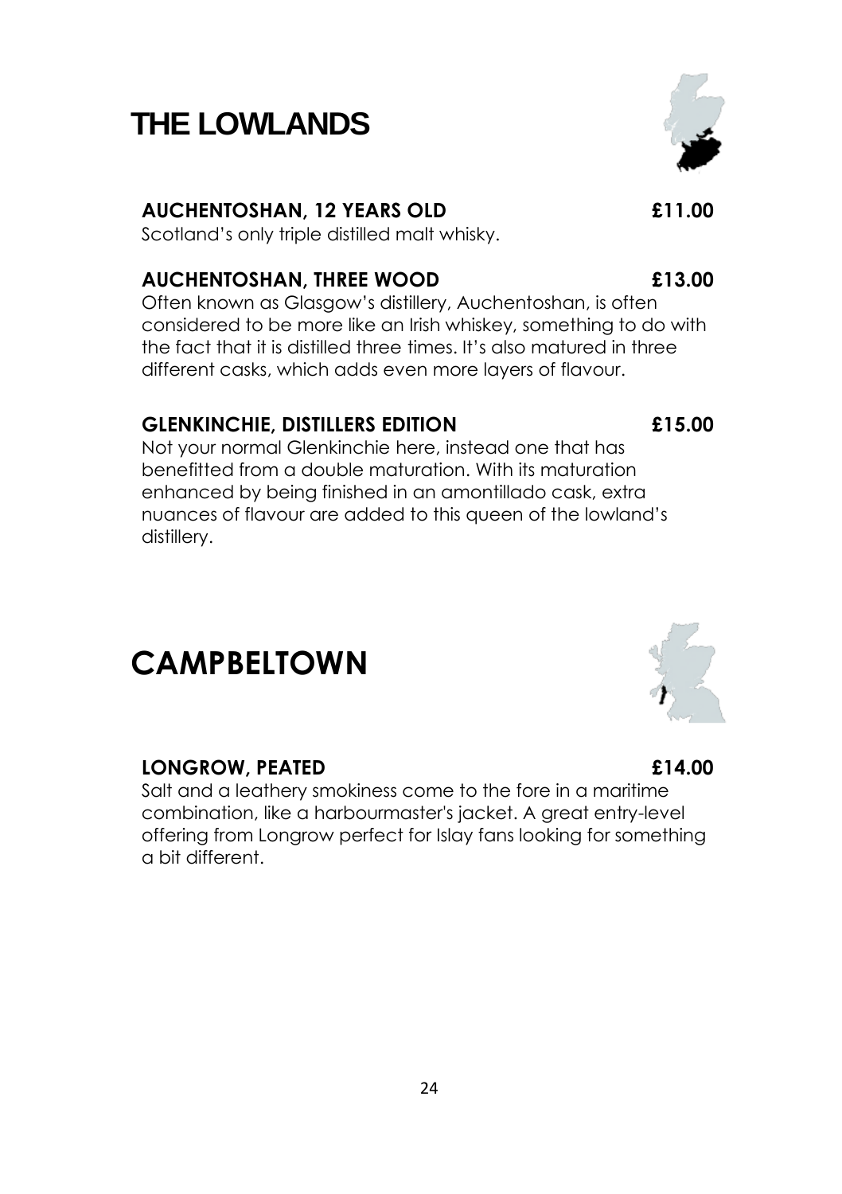# THE LOWLANDS

**AUCHENTOSHAN, 12 YEARS OLD** **£11.00**

Scotland's only triple distilled malt whisky.

**AUCHENTOSHAN, THREE WOOD** **£13.00**

Often known as Glasgow's distillery, Auchentoshan, is often considered to be more like an Irish whiskey, something to do with the fact that it is distilled three times. It's also matured in three different casks, which adds even more layers of flavour.

**GLENKINCHIE, DISTILLERS EDITION** **£15.00**

Not your normal Glenkinchie here, instead one that has benefitted from a double maturation. With its maturation enhanced by being finished in an amontillado cask, extra nuances of flavour are added to this queen of the lowland's distillery.

# CAMPBELTOWN

**LONGROW, PEATED** **£14.00**

Salt and a leathery smokiness come to the fore in a maritime combination, like a harbourmaster's jacket. A great entry-level offering from Longrow perfect for Islay fans looking for something a bit different.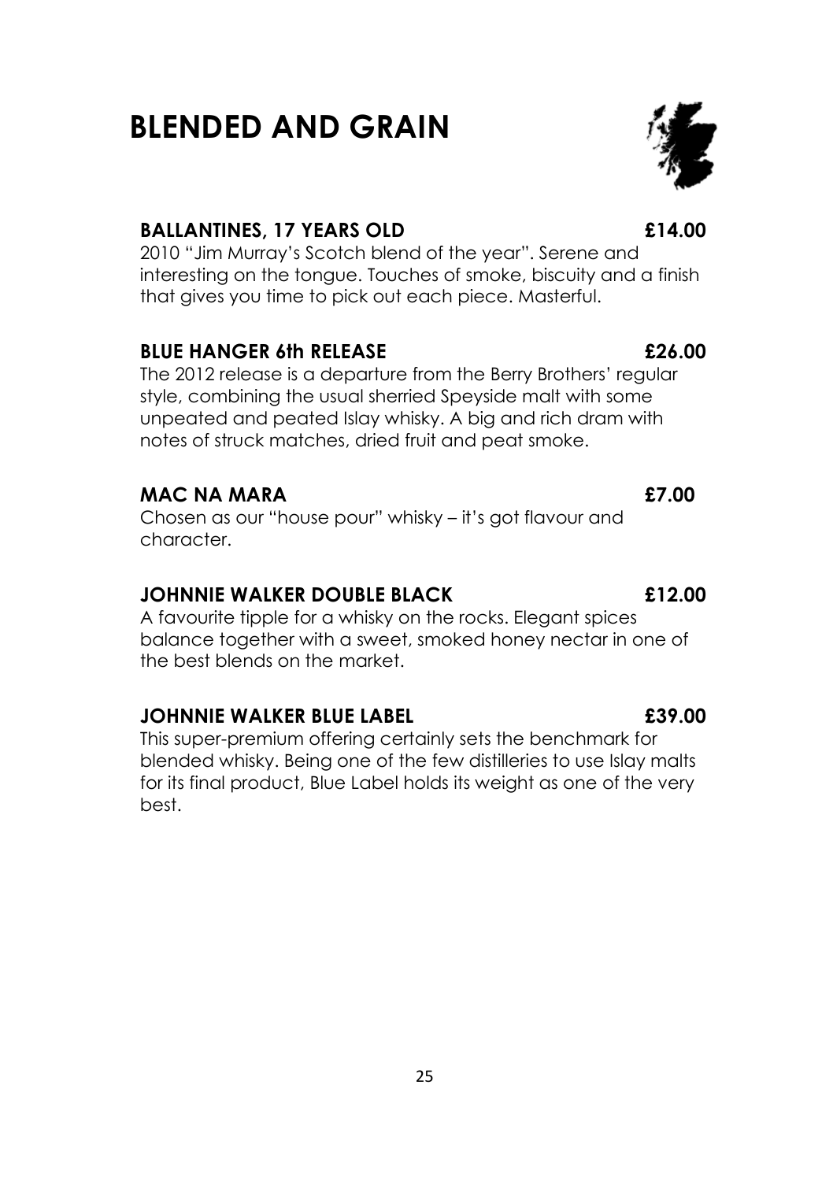# BLENDED AND GRAIN

### BALLANTINES, 17 YEARS OLD — £14.00

2010 "Jim Murray's Scotch blend of the year". Serene and interesting on the tongue. Touches of smoke, biscuity and a finish that gives you time to pick out each piece. Masterful.

### BLUE HANGER 6th RELEASE — £26.00

The 2012 release is a departure from the Berry Brothers' regular style, combining the usual sherried Speyside malt with some unpeated and peated Islay whisky. A big and rich dram with notes of struck matches, dried fruit and peat smoke.

### MAC NA MARA — £7.00

Chosen as our "house pour" whisky – it's got flavour and character.

### JOHNNIE WALKER DOUBLE BLACK — £12.00

A favourite tipple for a whisky on the rocks. Elegant spices balance together with a sweet, smoked honey nectar in one of the best blends on the market.

### JOHNNIE WALKER BLUE LABEL — £39.00

This super-premium offering certainly sets the benchmark for blended whisky. Being one of the few distilleries to use Islay malts for its final product, Blue Label holds its weight as one of the very best.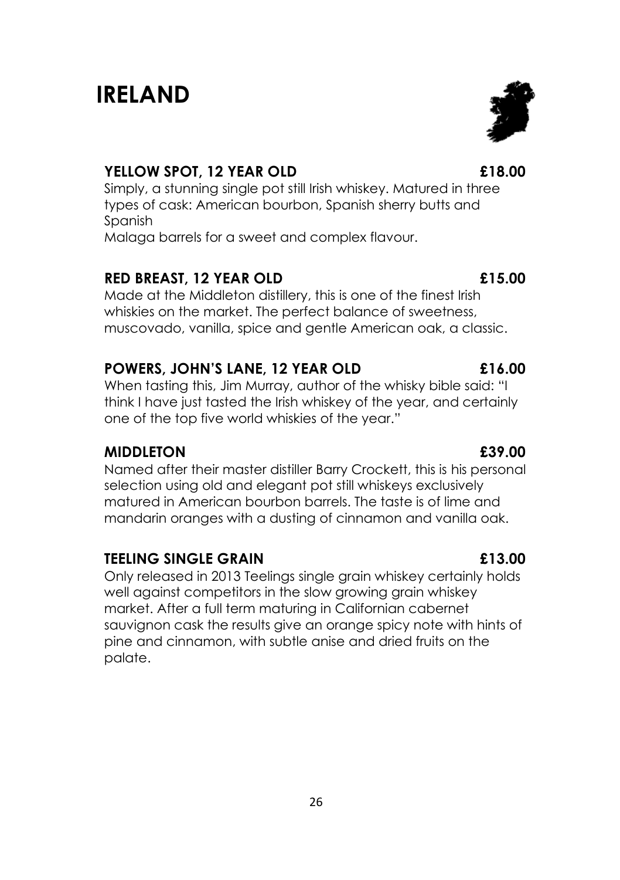# IRELAND

### YELLOW SPOT, 12 YEAR OLD £18.00

Simply, a stunning single pot still Irish whiskey. Matured in three types of cask: American bourbon, Spanish sherry butts and Spanish
Malaga barrels for a sweet and complex flavour.

### RED BREAST, 12 YEAR OLD £15.00

Made at the Middleton distillery, this is one of the finest Irish whiskies on the market. The perfect balance of sweetness, muscovado, vanilla, spice and gentle American oak, a classic.

### POWERS, JOHN'S LANE, 12 YEAR OLD £16.00

When tasting this, Jim Murray, author of the whisky bible said: "I think I have just tasted the Irish whiskey of the year, and certainly one of the top five world whiskies of the year."

### MIDDLETON £39.00

Named after their master distiller Barry Crockett, this is his personal selection using old and elegant pot still whiskeys exclusively matured in American bourbon barrels. The taste is of lime and mandarin oranges with a dusting of cinnamon and vanilla oak.

### TEELING SINGLE GRAIN £13.00

Only released in 2013 Teelings single grain whiskey certainly holds well against competitors in the slow growing grain whiskey market. After a full term maturing in Californian cabernet sauvignon cask the results give an orange spicy note with hints of pine and cinnamon, with subtle anise and dried fruits on the palate.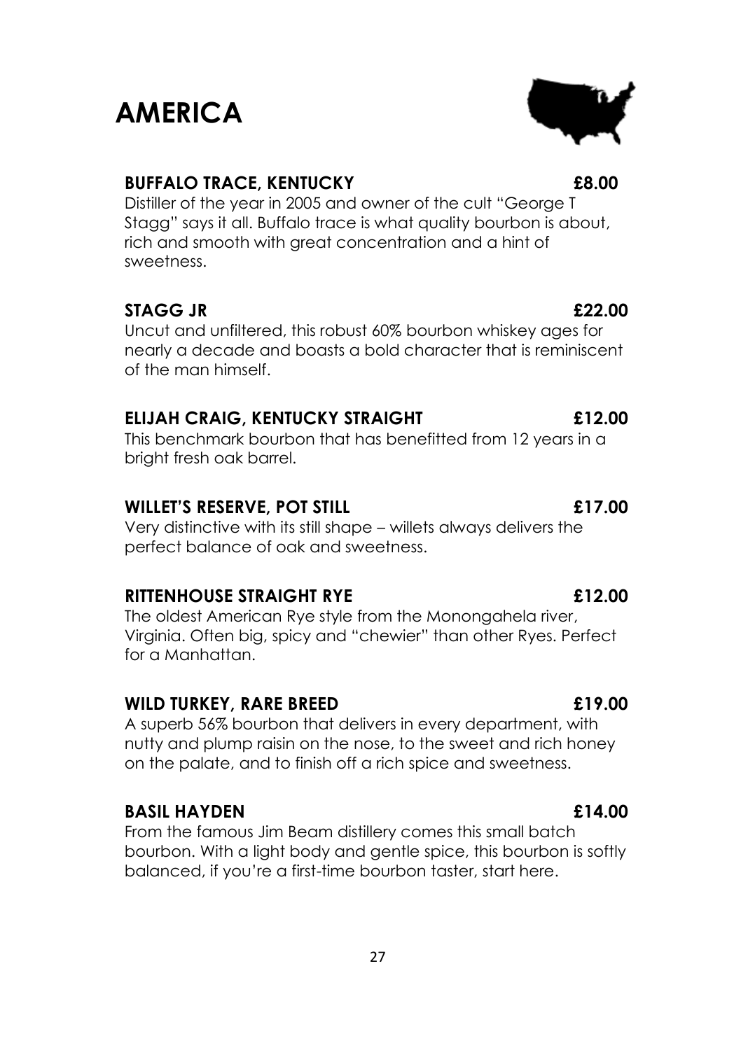# AMERICA

### BUFFALO TRACE, KENTUCKY £8.00

Distiller of the year in 2005 and owner of the cult "George T Stagg" says it all. Buffalo trace is what quality bourbon is about, rich and smooth with great concentration and a hint of sweetness.

### STAGG JR £22.00

Uncut and unfiltered, this robust 60% bourbon whiskey ages for nearly a decade and boasts a bold character that is reminiscent of the man himself.

### ELIJAH CRAIG, KENTUCKY STRAIGHT £12.00

This benchmark bourbon that has benefitted from 12 years in a bright fresh oak barrel.

### WILLET'S RESERVE, POT STILL £17.00

Very distinctive with its still shape – willets always delivers the perfect balance of oak and sweetness.

### RITTENHOUSE STRAIGHT RYE £12.00

The oldest American Rye style from the Monongahela river, Virginia. Often big, spicy and "chewier" than other Ryes. Perfect for a Manhattan.

### WILD TURKEY, RARE BREED £19.00

A superb 56% bourbon that delivers in every department, with nutty and plump raisin on the nose, to the sweet and rich honey on the palate, and to finish off a rich spice and sweetness.

### BASIL HAYDEN £14.00

From the famous Jim Beam distillery comes this small batch bourbon. With a light body and gentle spice, this bourbon is softly balanced, if you're a first-time bourbon taster, start here.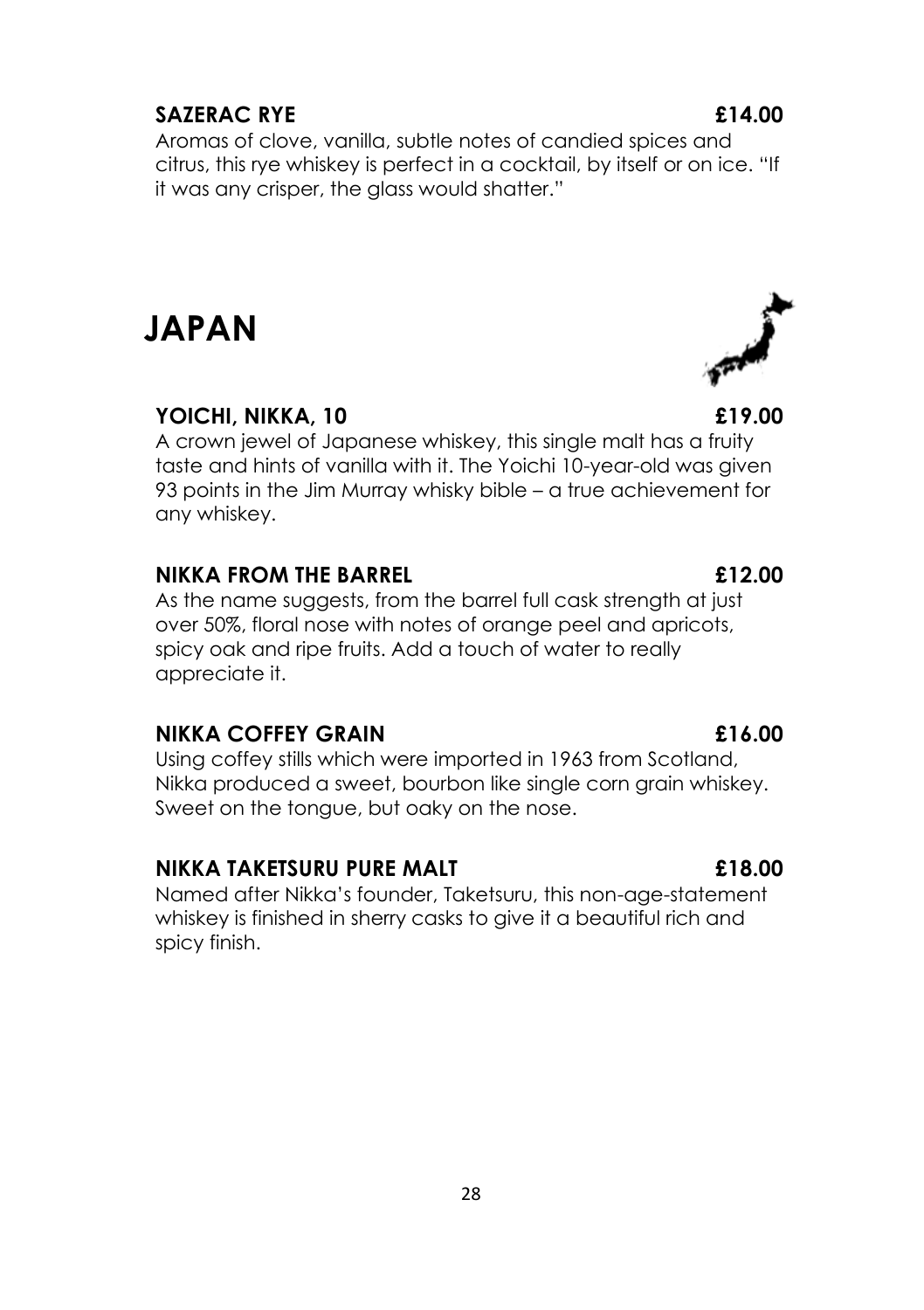**SAZERAC RYE** **£14.00**

Aromas of clove, vanilla, subtle notes of candied spices and citrus, this rye whiskey is perfect in a cocktail, by itself or on ice. "If it was any crisper, the glass would shatter."

# JAPAN

**YOICHI, NIKKA, 10** **£19.00**

A crown jewel of Japanese whiskey, this single malt has a fruity taste and hints of vanilla with it. The Yoichi 10-year-old was given 93 points in the Jim Murray whisky bible – a true achievement for any whiskey.

**NIKKA FROM THE BARREL** **£12.00**

As the name suggests, from the barrel full cask strength at just over 50%, floral nose with notes of orange peel and apricots, spicy oak and ripe fruits. Add a touch of water to really appreciate it.

**NIKKA COFFEY GRAIN** **£16.00**

Using coffey stills which were imported in 1963 from Scotland, Nikka produced a sweet, bourbon like single corn grain whiskey. Sweet on the tongue, but oaky on the nose.

**NIKKA TAKETSURU PURE MALT** **£18.00**

Named after Nikka's founder, Taketsuru, this non-age-statement whiskey is finished in sherry casks to give it a beautiful rich and spicy finish.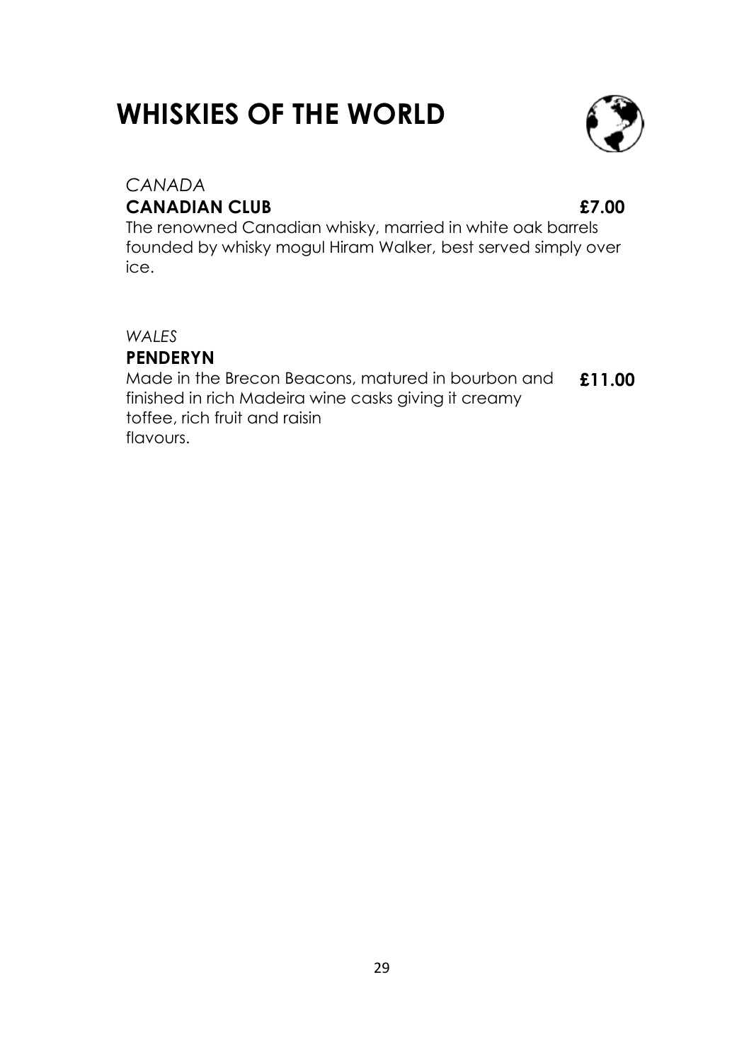# WHISKIES OF THE WORLD

*CANADA*

**CANADIAN CLUB** **£7.00**

The renowned Canadian whisky, married in white oak barrels founded by whisky mogul Hiram Walker, best served simply over ice.

*WALES*

**PENDERYN** **£11.00**

Made in the Brecon Beacons, matured in bourbon and finished in rich Madeira wine casks giving it creamy toffee, rich fruit and raisin flavours.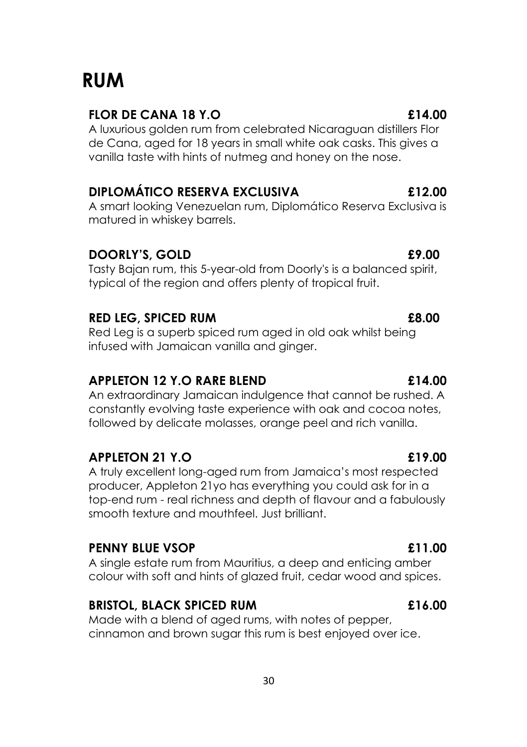# RUM

### FLOR DE CANA 18 Y.O — £14.00

A luxurious golden rum from celebrated Nicaraguan distillers Flor de Cana, aged for 18 years in small white oak casks. This gives a vanilla taste with hints of nutmeg and honey on the nose.

### DIPLOMÁTICO RESERVA EXCLUSIVA — £12.00

A smart looking Venezuelan rum, Diplomático Reserva Exclusiva is matured in whiskey barrels.

### DOORLY'S, GOLD — £9.00

Tasty Bajan rum, this 5-year-old from Doorly's is a balanced spirit, typical of the region and offers plenty of tropical fruit.

### RED LEG, SPICED RUM — £8.00

Red Leg is a superb spiced rum aged in old oak whilst being infused with Jamaican vanilla and ginger.

### APPLETON 12 Y.O RARE BLEND — £14.00

An extraordinary Jamaican indulgence that cannot be rushed. A constantly evolving taste experience with oak and cocoa notes, followed by delicate molasses, orange peel and rich vanilla.

### APPLETON 21 Y.O — £19.00

A truly excellent long-aged rum from Jamaica's most respected producer, Appleton 21yo has everything you could ask for in a top-end rum - real richness and depth of flavour and a fabulously smooth texture and mouthfeel. Just brilliant.

### PENNY BLUE VSOP — £11.00

A single estate rum from Mauritius, a deep and enticing amber colour with soft and hints of glazed fruit, cedar wood and spices.

### BRISTOL, BLACK SPICED RUM — £16.00

Made with a blend of aged rums, with notes of pepper, cinnamon and brown sugar this rum is best enjoyed over ice.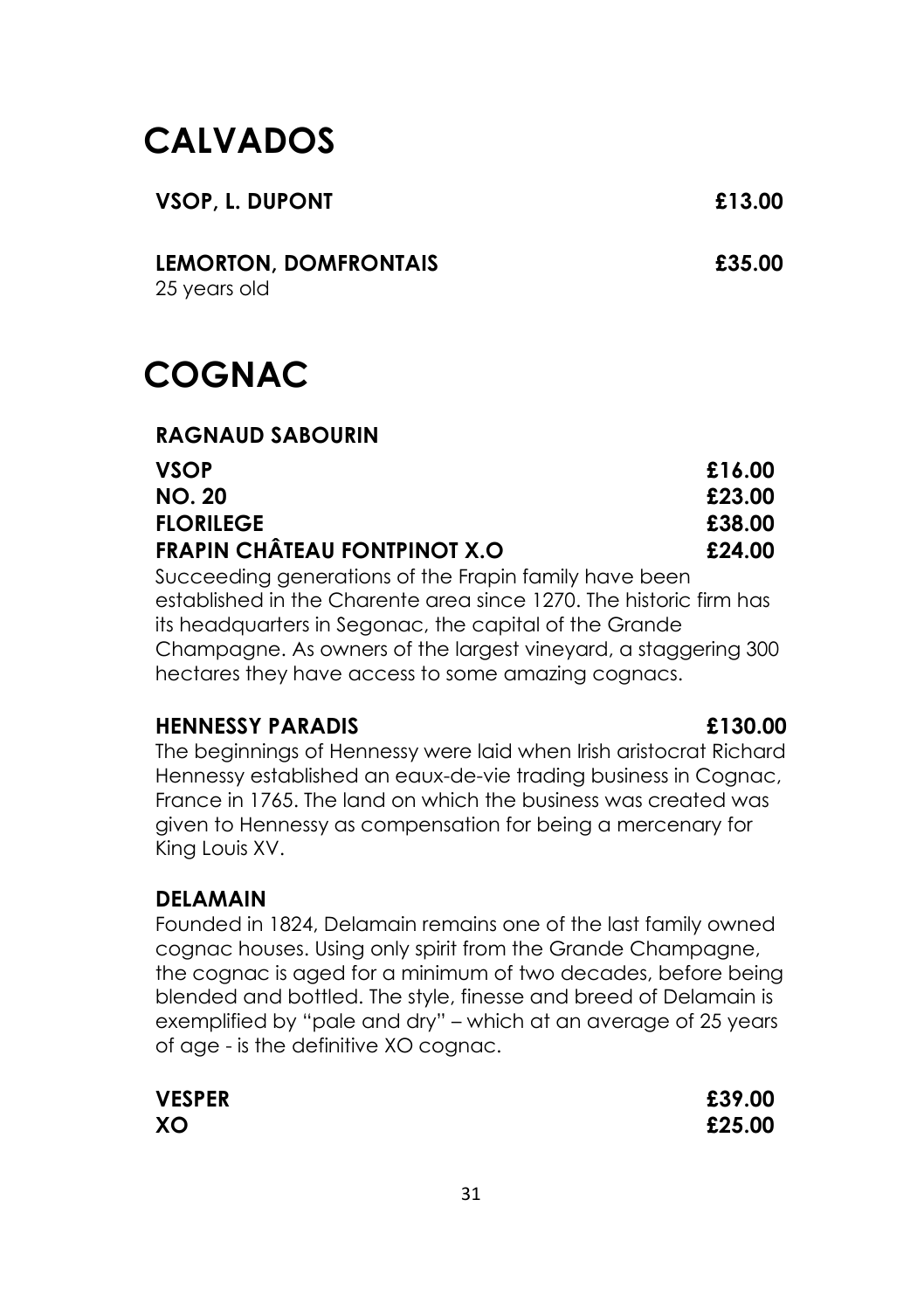# CALVADOS

**VSOP, L. DUPONT** **£13.00**

**LEMORTON, DOMFRONTAIS** **£35.00**
25 years old

# COGNAC

### RAGNAUD SABOURIN

**VSOP** **£16.00**
**NO. 20** **£23.00**
**FLORILEGE** **£38.00**

**FRAPIN CHÂTEAU FONTPINOT X.O** **£24.00**
Succeeding generations of the Frapin family have been established in the Charente area since 1270. The historic firm has its headquarters in Segonac, the capital of the Grande Champagne. As owners of the largest vineyard, a staggering 300 hectares they have access to some amazing cognacs.

**HENNESSY PARADIS** **£130.00**
The beginnings of Hennessy were laid when Irish aristocrat Richard Hennessy established an eaux-de-vie trading business in Cognac, France in 1765. The land on which the business was created was given to Hennessy as compensation for being a mercenary for King Louis XV.

### DELAMAIN

Founded in 1824, Delamain remains one of the last family owned cognac houses. Using only spirit from the Grande Champagne, the cognac is aged for a minimum of two decades, before being blended and bottled. The style, finesse and breed of Delamain is exemplified by "pale and dry" – which at an average of 25 years of age - is the definitive XO cognac.

**VESPER** **£39.00**
**XO** **£25.00**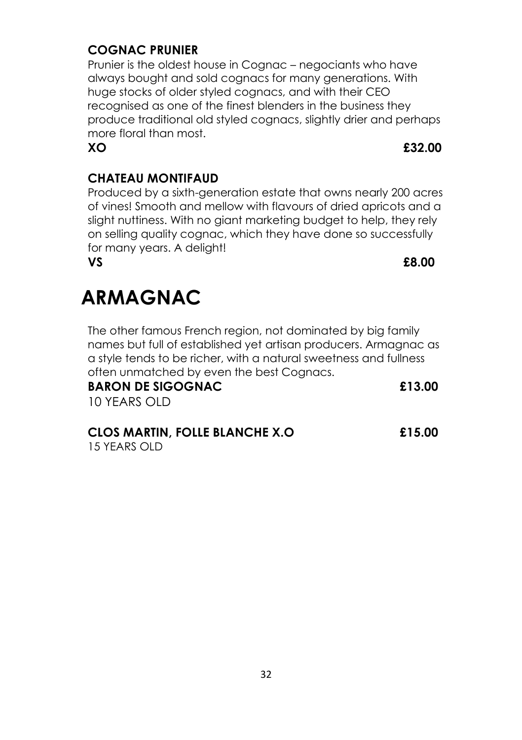### COGNAC PRUNIER

Prunier is the oldest house in Cognac – negociants who have always bought and sold cognacs for many generations. With huge stocks of older styled cognacs, and with their CEO recognised as one of the finest blenders in the business they produce traditional old styled cognacs, slightly drier and perhaps more floral than most.

**XO** **£32.00**

### CHATEAU MONTIFAUD

Produced by a sixth-generation estate that owns nearly 200 acres of vines! Smooth and mellow with flavours of dried apricots and a slight nuttiness. With no giant marketing budget to help, they rely on selling quality cognac, which they have done so successfully for many years. A delight!

**VS** **£8.00**

# ARMAGNAC

The other famous French region, not dominated by big family names but full of established yet artisan producers. Armagnac as a style tends to be richer, with a natural sweetness and fullness often unmatched by even the best Cognacs.

**BARON DE SIGOGNAC** **£13.00**
10 YEARS OLD

**CLOS MARTIN, FOLLE BLANCHE X.O** **£15.00**
15 YEARS OLD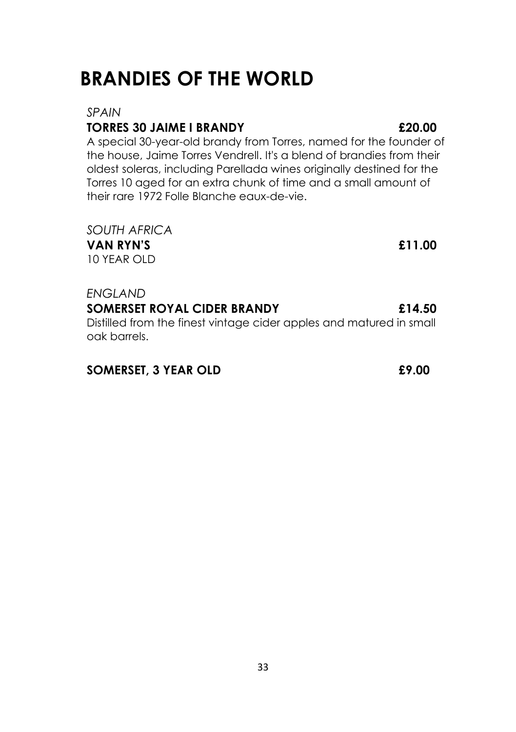# BRANDIES OF THE WORLD

*SPAIN*

**TORRES 30 JAIME I BRANDY** **£20.00**

A special 30-year-old brandy from Torres, named for the founder of the house, Jaime Torres Vendrell. It's a blend of brandies from their oldest soleras, including Parellada wines originally destined for the Torres 10 aged for an extra chunk of time and a small amount of their rare 1972 Folle Blanche eaux-de-vie.

*SOUTH AFRICA*

**VAN RYN'S** **£11.00**

10 YEAR OLD

*ENGLAND*

**SOMERSET ROYAL CIDER BRANDY** **£14.50**

Distilled from the finest vintage cider apples and matured in small oak barrels.

**SOMERSET, 3 YEAR OLD** **£9.00**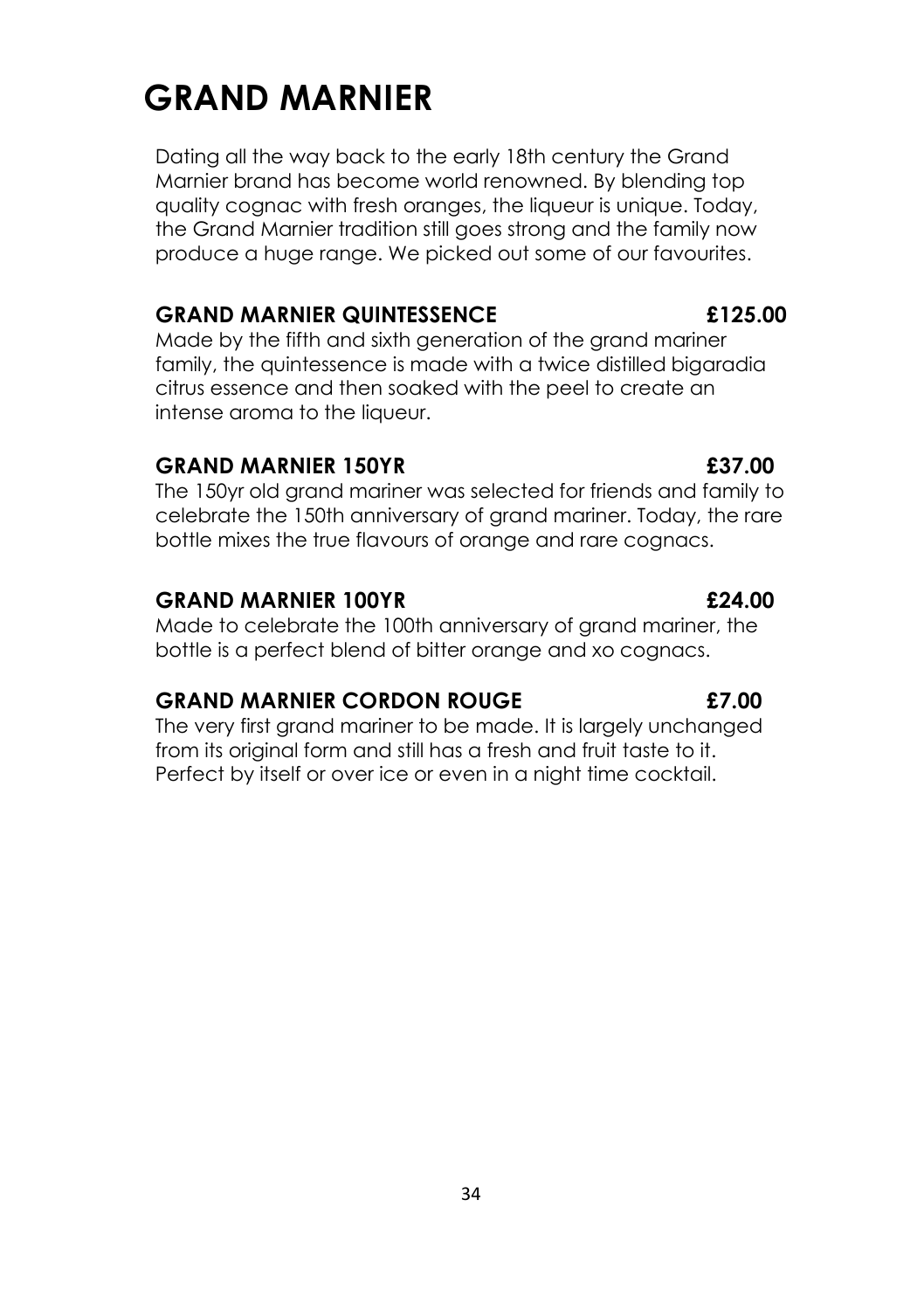# GRAND MARNIER

Dating all the way back to the early 18th century the Grand Marnier brand has become world renowned. By blending top quality cognac with fresh oranges, the liqueur is unique. Today, the Grand Marnier tradition still goes strong and the family now produce a huge range. We picked out some of our favourites.

**GRAND MARNIER QUINTESSENCE** **£125.00**

Made by the fifth and sixth generation of the grand mariner family, the quintessence is made with a twice distilled bigaradia citrus essence and then soaked with the peel to create an intense aroma to the liqueur.

**GRAND MARNIER 150YR** **£37.00**

The 150yr old grand mariner was selected for friends and family to celebrate the 150th anniversary of grand mariner. Today, the rare bottle mixes the true flavours of orange and rare cognacs.

**GRAND MARNIER 100YR** **£24.00**

Made to celebrate the 100th anniversary of grand mariner, the bottle is a perfect blend of bitter orange and xo cognacs.

**GRAND MARNIER CORDON ROUGE** **£7.00**

The very first grand mariner to be made. It is largely unchanged from its original form and still has a fresh and fruit taste to it. Perfect by itself or over ice or even in a night time cocktail.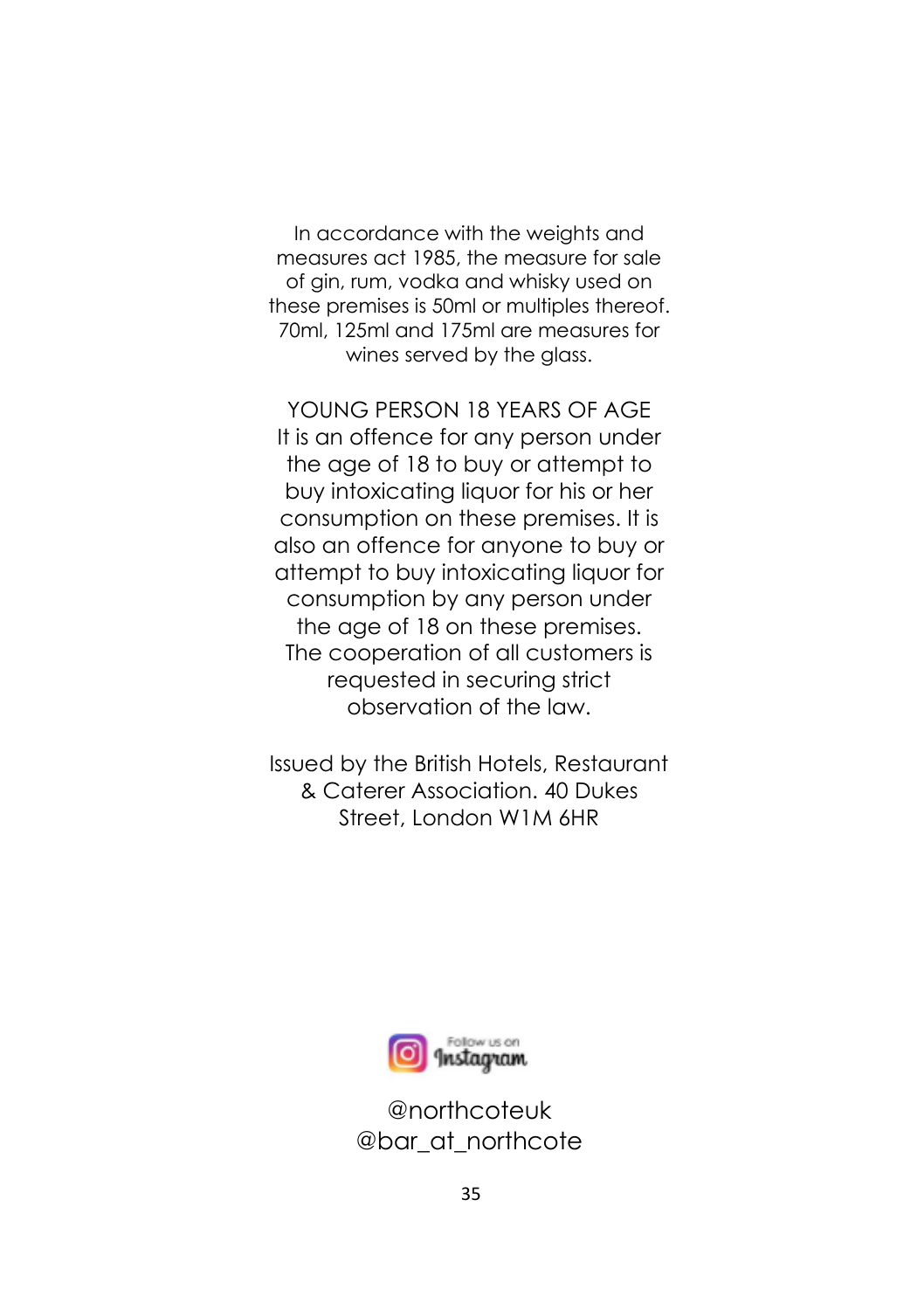In accordance with the weights and measures act 1985, the measure for sale of gin, rum, vodka and whisky used on these premises is 50ml or multiples thereof. 70ml, 125ml and 175ml are measures for wines served by the glass.

YOUNG PERSON 18 YEARS OF AGE

It is an offence for any person under the age of 18 to buy or attempt to buy intoxicating liquor for his or her consumption on these premises. It is also an offence for anyone to buy or attempt to buy intoxicating liquor for consumption by any person under the age of 18 on these premises. The cooperation of all customers is requested in securing strict observation of the law.

Issued by the British Hotels, Restaurant & Caterer Association. 40 Dukes Street, London W1M 6HR

Follow us on Instagram

@northcoteuk

@bar_at_northcote